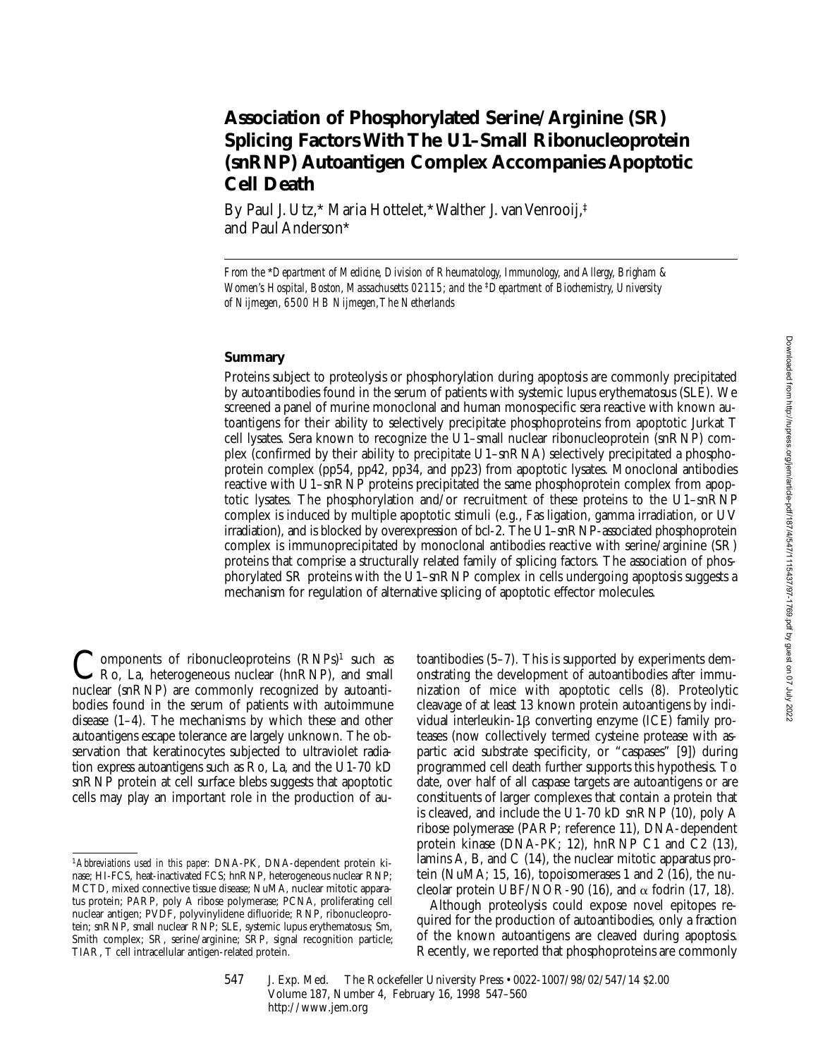# Association of Phosphorylated Serine/Arginine (SR) Splicing Factors With The U1–Small Ribonucleoprotein (snRNP) Autoantigen Complex Accompanies Apoptotic Cell Death

By Paul J. Utz,* Maria Hottelet,* Walther J. van Venrooij,[‡] and Paul Anderson*

*From the \*Department of Medicine, Division of Rheumatology, Immunology, and Allergy, Brigham & Women's Hospital, Boston, Massachusetts 02115; and the ‡Department of Biochemistry, University of Nijmegen, 6500 HB Nijmegen, The Netherlands*

## Summary

Proteins subject to proteolysis or phosphorylation during apoptosis are commonly precipitated by autoantibodies found in the serum of patients with systemic lupus erythematosus (SLE). We screened a panel of murine monoclonal and human monospecific sera reactive with known autoantigens for their ability to selectively precipitate phosphoproteins from apoptotic Jurkat T cell lysates. Sera known to recognize the U1–small nuclear ribonucleoprotein (snRNP) complex (confirmed by their ability to precipitate U1–snRNA) selectively precipitated a phosphoprotein complex (pp54, pp42, pp34, and pp23) from apoptotic lysates. Monoclonal antibodies reactive with U1–snRNP proteins precipitated the same phosphoprotein complex from apoptotic lysates. The phosphorylation and/or recruitment of these proteins to the U1–snRNP complex is induced by multiple apoptotic stimuli (e.g., Fas ligation, gamma irradiation, or UV irradiation), and is blocked by overexpression of bcl-2. The U1–snRNP-associated phosphoprotein complex is immunoprecipitated by monoclonal antibodies reactive with serine/arginine (SR) proteins that comprise a structurally related family of splicing factors. The association of phosphorylated SR proteins with the U1–snRNP complex in cells undergoing apoptosis suggests a mechanism for regulation of alternative splicing of apoptotic effector molecules.

Components of ribonucleoproteins (RNPs)[1] such as Ro, La, heterogeneous nuclear (hnRNP), and small nuclear (snRNP) are commonly recognized by autoantibodies found in the serum of patients with autoimmune disease (1–4). The mechanisms by which these and other autoantigens escape tolerance are largely unknown. The observation that keratinocytes subjected to ultraviolet radiation express autoantigens such as Ro, La, and the U1-70 kD snRNP protein at cell surface blebs suggests that apoptotic cells may play an important role in the production of autoantibodies (5–7). This is supported by experiments demonstrating the development of autoantibodies after immunization of mice with apoptotic cells (8). Proteolytic cleavage of at least 13 known protein autoantigens by individual interleukin-1β converting enzyme (ICE) family proteases (now collectively termed cysteine protease with aspartic acid substrate specificity, or "caspases" [9]) during programmed cell death further supports this hypothesis. To date, over half of all caspase targets are autoantigens or are constituents of larger complexes that contain a protein that is cleaved, and include the U1-70 kD snRNP (10), poly A ribose polymerase (PARP; reference 11), DNA-dependent protein kinase (DNA-PK; 12), hnRNP C1 and C2 (13), lamins A, B, and C (14), the nuclear mitotic apparatus protein (NuMA; 15, 16), topoisomerases 1 and 2 (16), the nucleolar protein UBF/NOR-90 (16), and α fodrin (17, 18).

Although proteolysis could expose novel epitopes required for the production of autoantibodies, only a fraction of the known autoantigens are cleaved during apoptosis. Recently, we reported that phosphoproteins are commonly

[1] *Abbreviations used in this paper:* DNA-PK, DNA-dependent protein kinase; HI-FCS, heat-inactivated FCS; hnRNP, heterogeneous nuclear RNP; MCTD, mixed connective tissue disease; NuMA, nuclear mitotic apparatus protein; PARP, poly A ribose polymerase; PCNA, proliferating cell nuclear antigen; PVDF, polyvinylidene difluoride; RNP, ribonucleoprotein; snRNP, small nuclear RNP; SLE, systemic lupus erythematosus; Sm, Smith complex; SR, serine/arginine; SRP, signal recognition particle; TIAR, T cell intracellular antigen-related protein.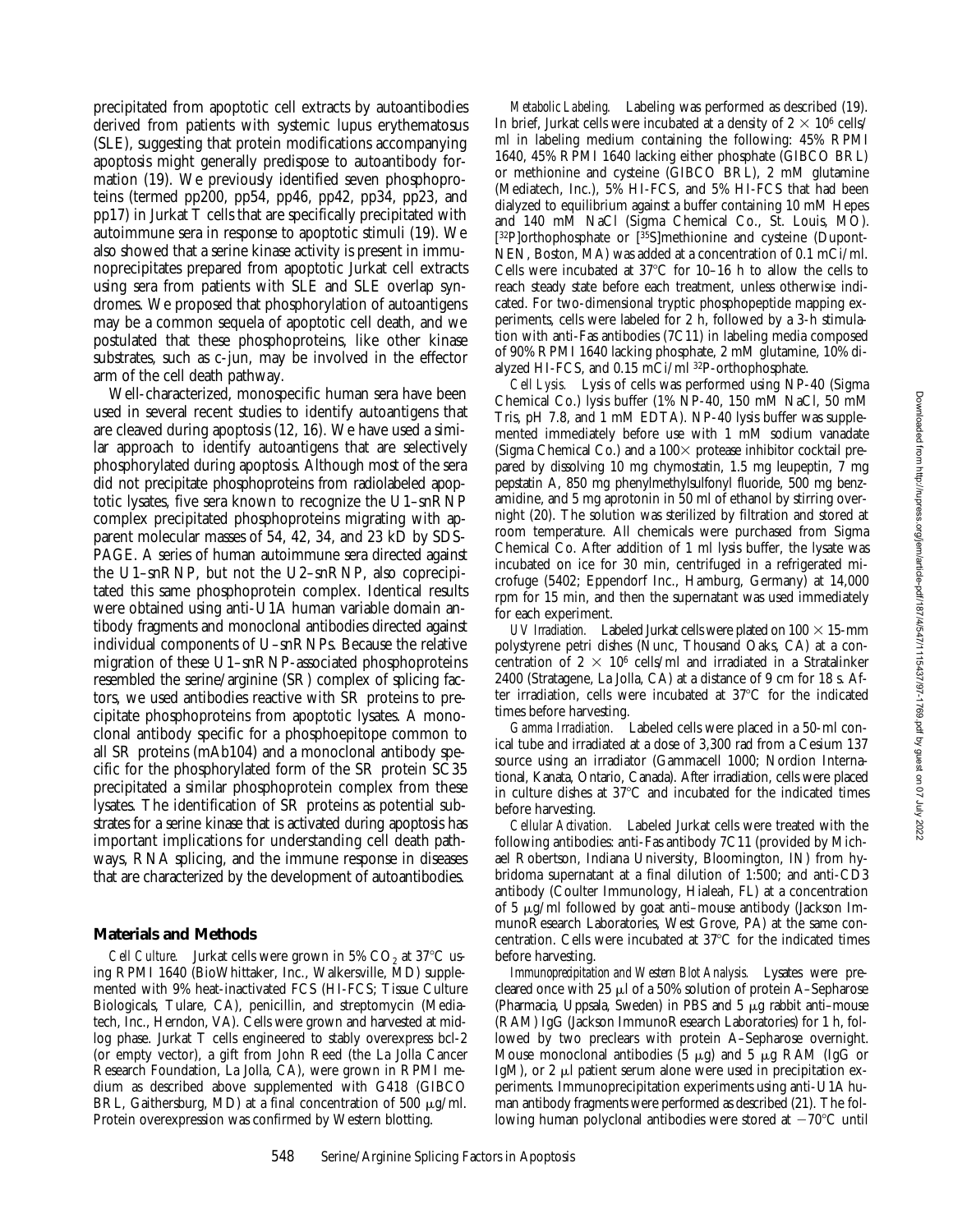precipitated from apoptotic cell extracts by autoantibodies derived from patients with systemic lupus erythematosus (SLE), suggesting that protein modifications accompanying apoptosis might generally predispose to autoantibody formation (19). We previously identified seven phosphoproteins (termed pp200, pp54, pp46, pp42, pp34, pp23, and pp17) in Jurkat T cells that are specifically precipitated with autoimmune sera in response to apoptotic stimuli (19). We also showed that a serine kinase activity is present in immunoprecipitates prepared from apoptotic Jurkat cell extracts using sera from patients with SLE and SLE overlap syndromes. We proposed that phosphorylation of autoantigens may be a common sequela of apoptotic cell death, and we postulated that these phosphoproteins, like other kinase substrates, such as c-jun, may be involved in the effector arm of the cell death pathway.

Well-characterized, monospecific human sera have been used in several recent studies to identify autoantigens that are cleaved during apoptosis (12, 16). We have used a similar approach to identify autoantigens that are selectively phosphorylated during apoptosis. Although most of the sera did not precipitate phosphoproteins from radiolabeled apoptotic lysates, five sera known to recognize the U1–snRNP complex precipitated phosphoproteins migrating with apparent molecular masses of 54, 42, 34, and 23 kD by SDS-PAGE. A series of human autoimmune sera directed against the U1–snRNP, but not the U2–snRNP, also coprecipitated this same phosphoprotein complex. Identical results were obtained using anti-U1A human variable domain antibody fragments and monoclonal antibodies directed against individual components of U–snRNPs. Because the relative migration of these U1–snRNP-associated phosphoproteins resembled the serine/arginine (SR) complex of splicing factors, we used antibodies reactive with SR proteins to precipitate phosphoproteins from apoptotic lysates. A monoclonal antibody specific for a phosphoepitope common to all SR proteins (mAb104) and a monoclonal antibody specific for the phosphorylated form of the SR protein SC35 precipitated a similar phosphoprotein complex from these lysates. The identification of SR proteins as potential substrates for a serine kinase that is activated during apoptosis has important implications for understanding cell death pathways, RNA splicing, and the immune response in diseases that are characterized by the development of autoantibodies.

## Materials and Methods

*Cell Culture.* Jurkat cells were grown in 5% $CO_2$ at 37°C using RPMI 1640 (BioWhittaker, Inc., Walkersville, MD) supplemented with 9% heat-inactivated FCS (HI-FCS; Tissue Culture Biologicals, Tulare, CA), penicillin, and streptomycin (Mediatech, Inc., Herndon, VA). Cells were grown and harvested at midlog phase. Jurkat T cells engineered to stably overexpress bcl-2 (or empty vector), a gift from John Reed (the La Jolla Cancer Research Foundation, La Jolla, CA), were grown in RPMI medium as described above supplemented with G418 (GIBCO BRL, Gaithersburg, MD) at a final concentration of 500 μg/ml. Protein overexpression was confirmed by Western blotting.

*Metabolic Labeling.* Labeling was performed as described (19). In brief, Jurkat cells were incubated at a density of $2 \times 10^6$ cells/ml in labeling medium containing the following: 45% RPMI 1640, 45% RPMI 1640 lacking either phosphate (GIBCO BRL) or methionine and cysteine (GIBCO BRL), 2 mM glutamine (Mediatech, Inc.), 5% HI-FCS, and 5% HI-FCS that had been dialyzed to equilibrium against a buffer containing 10 mM Hepes and 140 mM NaCl (Sigma Chemical Co., St. Louis, MO). [$^{32}$P]orthophosphate or [$^{35}$S]methionine and cysteine (Dupont-NEN, Boston, MA) was added at a concentration of 0.1 mCi/ml. Cells were incubated at 37°C for 10–16 h to allow the cells to reach steady state before each treatment, unless otherwise indicated. For two-dimensional tryptic phosphopeptide mapping experiments, cells were labeled for 2 h, followed by a 3-h stimulation with anti-Fas antibodies (7C11) in labeling media composed of 90% RPMI 1640 lacking phosphate, 2 mM glutamine, 10% dialyzed HI-FCS, and 0.15 mCi/ml $^{32}$P-orthophosphate.

*Cell Lysis.* Lysis of cells was performed using NP-40 (Sigma Chemical Co.) lysis buffer (1% NP-40, 150 mM NaCl, 50 mM Tris, pH 7.8, and 1 mM EDTA). NP-40 lysis buffer was supplemented immediately before use with 1 mM sodium vanadate (Sigma Chemical Co.) and a 100× protease inhibitor cocktail prepared by dissolving 10 mg chymostatin, 1.5 mg leupeptin, 7 mg pepstatin A, 850 mg phenylmethylsulfonyl fluoride, 500 mg benzamidine, and 5 mg aprotonin in 50 ml of ethanol by stirring overnight (20). The solution was sterilized by filtration and stored at room temperature. All chemicals were purchased from Sigma Chemical Co. After addition of 1 ml lysis buffer, the lysate was incubated on ice for 30 min, centrifuged in a refrigerated microfuge (5402; Eppendorf Inc., Hamburg, Germany) at 14,000 rpm for 15 min, and then the supernatant was used immediately for each experiment.

*UV Irradiation.* Labeled Jurkat cells were plated on 100 × 15-mm polystyrene petri dishes (Nunc, Thousand Oaks, CA) at a concentration of $2 \times 10^6$ cells/ml and irradiated in a Stratalinker 2400 (Stratagene, La Jolla, CA) at a distance of 9 cm for 18 s. After irradiation, cells were incubated at 37°C for the indicated times before harvesting.

*Gamma Irradiation.* Labeled cells were placed in a 50-ml conical tube and irradiated at a dose of 3,300 rad from a Cesium 137 source using an irradiator (Gammacell 1000; Nordion International, Kanata, Ontario, Canada). After irradiation, cells were placed in culture dishes at 37°C and incubated for the indicated times before harvesting.

*Cellular Activation.* Labeled Jurkat cells were treated with the following antibodies: anti-Fas antibody 7C11 (provided by Michael Robertson, Indiana University, Bloomington, IN) from hybridoma supernatant at a final dilution of 1:500; and anti-CD3 antibody (Coulter Immunology, Hialeah, FL) at a concentration of 5 μg/ml followed by goat anti–mouse antibody (Jackson ImmunoResearch Laboratories, West Grove, PA) at the same concentration. Cells were incubated at 37°C for the indicated times before harvesting.

*Immunoprecipitation and Western Blot Analysis.* Lysates were precleared once with 25 μl of a 50% solution of protein A–Sepharose (Pharmacia, Uppsala, Sweden) in PBS and 5 μg rabbit anti–mouse (RAM) IgG (Jackson ImmunoResearch Laboratories) for 1 h, followed by two preclears with protein A–Sepharose overnight. Mouse monoclonal antibodies (5 μg) and 5 μg RAM (IgG or IgM), or 2 μl patient serum alone were used in precipitation experiments. Immunoprecipitation experiments using anti-U1A human antibody fragments were performed as described (21). The following human polyclonal antibodies were stored at −70°C until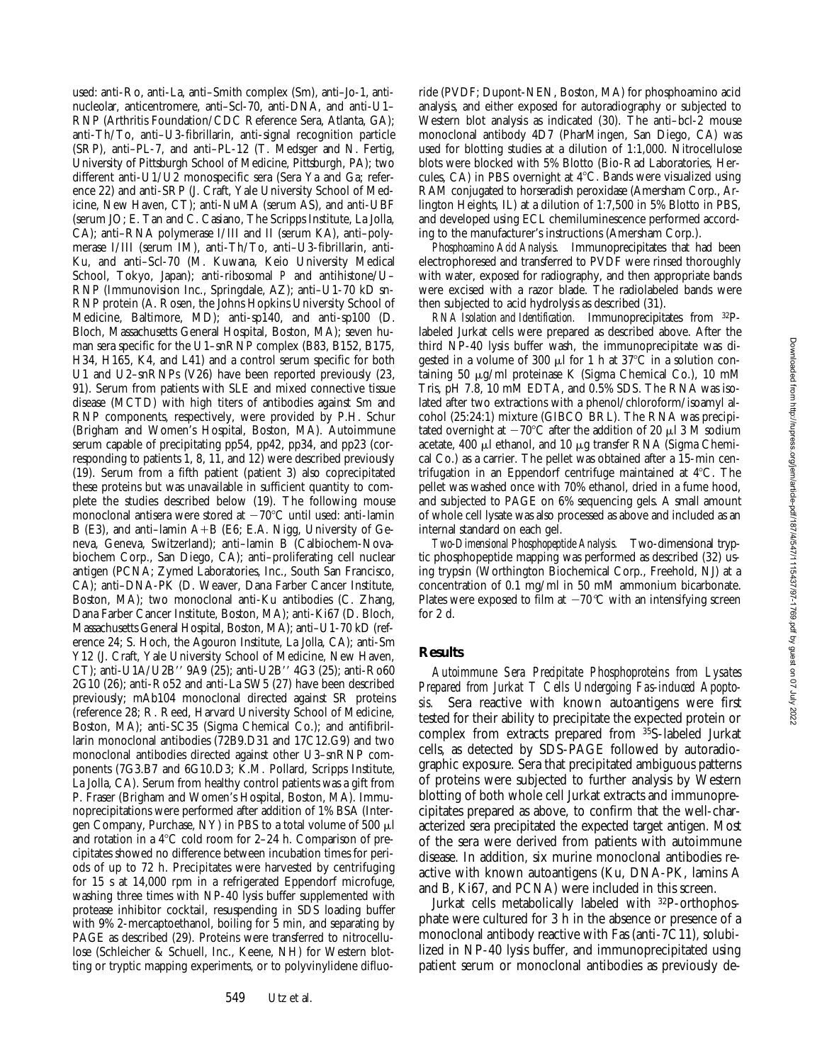used: anti-Ro, anti-La, anti–Smith complex (Sm), anti–Jo-1, antinucleolar, anticentromere, anti–Scl-70, anti-DNA, and anti-U1–RNP (Arthritis Foundation/CDC Reference Sera, Atlanta, GA); anti-Th/To, anti–U3-fibrillarin, anti-signal recognition particle (SRP), anti–PL-7, and anti–PL-12 (T. Medsger and N. Fertig, University of Pittsburgh School of Medicine, Pittsburgh, PA); two different anti-U1/U2 monospecific sera (Sera Ya and Ga; reference 22) and anti-SRP (J. Craft, Yale University School of Medicine, New Haven, CT); anti-NuMA (serum AS), and anti-UBF (serum JO; E. Tan and C. Casiano, The Scripps Institute, La Jolla, CA); anti–RNA polymerase I/III and II (serum KA), anti–polymerase I/III (serum IM), anti-Th/To, anti–U3-fibrillarin, anti-Ku, and anti–Scl-70 (M. Kuwana, Keio University Medical School, Tokyo, Japan); anti-ribosomal P and antihistone/U–RNP (Immunovision Inc., Springdale, AZ); anti–U1-70 kD snRNP protein (A. Rosen, the Johns Hopkins University School of Medicine, Baltimore, MD); anti-sp140, and anti-sp100 (D. Bloch, Massachusetts General Hospital, Boston, MA); seven human sera specific for the U1–snRNP complex (B83, B152, B175, H34, H165, K4, and L41) and a control serum specific for both U1 and U2–snRNPs (V26) have been reported previously (23, 91). Serum from patients with SLE and mixed connective tissue disease (MCTD) with high titers of antibodies against Sm and RNP components, respectively, were provided by P.H. Schur (Brigham and Women's Hospital, Boston, MA). Autoimmune serum capable of precipitating pp54, pp42, pp34, and pp23 (corresponding to patients 1, 8, 11, and 12) were described previously (19). Serum from a fifth patient (patient 3) also coprecipitated these proteins but was unavailable in sufficient quantity to complete the studies described below (19). The following mouse monoclonal antisera were stored at −70°C until used: anti-lamin B (E3), and anti–lamin A+B (E6; E.A. Nigg, University of Geneva, Geneva, Switzerland); anti–lamin B (Calbiochem-Novabiochem Corp., San Diego, CA); anti–proliferating cell nuclear antigen (PCNA; Zymed Laboratories, Inc., South San Francisco, CA); anti–DNA-PK (D. Weaver, Dana Farber Cancer Institute, Boston, MA); two monoclonal anti-Ku antibodies (C. Zhang, Dana Farber Cancer Institute, Boston, MA); anti-Ki67 (D. Bloch, Massachusetts General Hospital, Boston, MA); anti–U1-70 kD (reference 24; S. Hoch, the Agouron Institute, La Jolla, CA); anti-Sm Y12 (J. Craft, Yale University School of Medicine, New Haven, CT); anti-U1A/U2B'' 9A9 (25); anti-U2B'' 4G3 (25); anti-Ro60 2G10 (26); anti-Ro52 and anti-La SW5 (27) have been described previously; mAb104 monoclonal directed against SR proteins (reference 28; R. Reed, Harvard University School of Medicine, Boston, MA); anti-SC35 (Sigma Chemical Co.); and antifibrillarin monoclonal antibodies (72B9.D31 and 17C12.G9) and two monoclonal antibodies directed against other U3–snRNP components (7G3.B7 and 6G10.D3; K.M. Pollard, Scripps Institute, La Jolla, CA). Serum from healthy control patients was a gift from P. Fraser (Brigham and Women's Hospital, Boston, MA). Immunoprecipitations were performed after addition of 1% BSA (Intergen Company, Purchase, NY) in PBS to a total volume of 500 μl and rotation in a 4°C cold room for 2–24 h. Comparison of precipitates showed no difference between incubation times for periods of up to 72 h. Precipitates were harvested by centrifuging for 15 s at 14,000 rpm in a refrigerated Eppendorf microfuge, washing three times with NP-40 lysis buffer supplemented with protease inhibitor cocktail, resuspending in SDS loading buffer with 9% 2-mercaptoethanol, boiling for 5 min, and separating by PAGE as described (29). Proteins were transferred to nitrocellulose (Schleicher & Schuell, Inc., Keene, NH) for Western blotting or tryptic mapping experiments, or to polyvinylidene difluoride (PVDF; Dupont-NEN, Boston, MA) for phosphoamino acid analysis, and either exposed for autoradiography or subjected to Western blot analysis as indicated (30). The anti–bcl-2 mouse monoclonal antibody 4D7 (PharMingen, San Diego, CA) was used for blotting studies at a dilution of 1:1,000. Nitrocellulose blots were blocked with 5% Blotto (Bio-Rad Laboratories, Hercules, CA) in PBS overnight at 4°C. Bands were visualized using RAM conjugated to horseradish peroxidase (Amersham Corp., Arlington Heights, IL) at a dilution of 1:7,500 in 5% Blotto in PBS, and developed using ECL chemiluminescence performed according to the manufacturer's instructions (Amersham Corp.).

*Phosphoamino Acid Analysis.* Immunoprecipitates that had been electrophoresed and transferred to PVDF were rinsed thoroughly with water, exposed for radiography, and then appropriate bands were excised with a razor blade. The radiolabeled bands were then subjected to acid hydrolysis as described (31).

*RNA Isolation and Identification.* Immunoprecipitates from $^{32}$P-labeled Jurkat cells were prepared as described above. After the third NP-40 lysis buffer wash, the immunoprecipitate was digested in a volume of 300 μl for 1 h at 37°C in a solution containing 50 μg/ml proteinase K (Sigma Chemical Co.), 10 mM Tris, pH 7.8, 10 mM EDTA, and 0.5% SDS. The RNA was isolated after two extractions with a phenol/chloroform/isoamyl alcohol (25:24:1) mixture (GIBCO BRL). The RNA was precipitated overnight at −70°C after the addition of 20 μl 3 M sodium acetate, 400 μl ethanol, and 10 μg transfer RNA (Sigma Chemical Co.) as a carrier. The pellet was obtained after a 15-min centrifugation in an Eppendorf centrifuge maintained at 4°C. The pellet was washed once with 70% ethanol, dried in a fume hood, and subjected to PAGE on 6% sequencing gels. A small amount of whole cell lysate was also processed as above and included as an internal standard on each gel.

*Two-Dimensional Phosphopeptide Analysis.* Two-dimensional tryptic phosphopeptide mapping was performed as described (32) using trypsin (Worthington Biochemical Corp., Freehold, NJ) at a concentration of 0.1 mg/ml in 50 mM ammonium bicarbonate. Plates were exposed to film at −70°C with an intensifying screen for 2 d.

## Results

*Autoimmune Sera Precipitate Phosphoproteins from Lysates Prepared from Jurkat T Cells Undergoing Fas-induced Apoptosis.* Sera reactive with known autoantigens were first tested for their ability to precipitate the expected protein or complex from extracts prepared from $^{35}$S-labeled Jurkat cells, as detected by SDS-PAGE followed by autoradiographic exposure. Sera that precipitated ambiguous patterns of proteins were subjected to further analysis by Western blotting of both whole cell Jurkat extracts and immunoprecipitates prepared as above, to confirm that the well-characterized sera precipitated the expected target antigen. Most of the sera were derived from patients with autoimmune disease. In addition, six murine monoclonal antibodies reactive with known autoantigens (Ku, DNA-PK, lamins A and B, Ki67, and PCNA) were included in this screen.

Jurkat cells metabolically labeled with $^{32}$P-orthophosphate were cultured for 3 h in the absence or presence of a monoclonal antibody reactive with Fas (anti-7C11), solubilized in NP-40 lysis buffer, and immunoprecipitated using patient serum or monoclonal antibodies as previously de-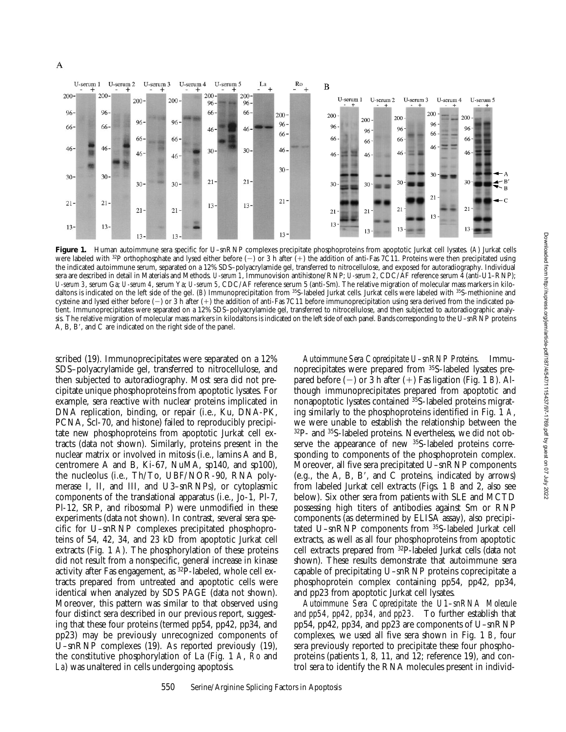**Figure 1.** Human autoimmune sera specific for U–snRNP complexes precipitate phosphoproteins from apoptotic Jurkat cell lysates. (*A*) Jurkat cells were labeled with $^{32}$P orthophosphate and lysed either before (−) or 3 h after (+) the addition of anti-Fas 7C11. Proteins were then precipitated using the indicated autoimmune serum, separated on a 12% SDS–polyacrylamide gel, transferred to nitrocellulose, and exposed for autoradiography. Individual sera are described in detail in Materials and Methods. *U-serum 1*, Immunovision antihistone/RNP; *U-serum 2*, CDC/AF reference serum 4 (anti-U1–RNP); *U-serum 3*, serum Ga; *U-serum 4*, serum Ya; *U-serum 5*, CDC/AF reference serum 5 (anti-Sm). The relative migration of molecular mass markers in kilodaltons is indicated on the left side of the gel. (*B*) Immunoprecipitation from $^{35}$S-labeled Jurkat cells. Jurkat cells were labeled with $^{35}$S-methionine and cysteine and lysed either before (−) or 3 h after (+) the addition of anti-Fas 7C11 before immunoprecipitation using sera derived from the indicated patient. Immunoprecipitates were separated on a 12% SDS–polyacrylamide gel, transferred to nitrocellulose, and then subjected to autoradiographic analysis. The relative migration of molecular mass markers in kilodaltons is indicated on the left side of each panel. Bands corresponding to the U–snRNP proteins A, B, B′, and C are indicated on the right side of the panel.

scribed (19). Immunoprecipitates were separated on a 12% SDS–polyacrylamide gel, transferred to nitrocellulose, and then subjected to autoradiography. Most sera did not precipitate unique phosphoproteins from apoptotic lysates. For example, sera reactive with nuclear proteins implicated in DNA replication, binding, or repair (i.e., Ku, DNA-PK, PCNA, Scl-70, and histone) failed to reproducibly precipitate new phosphoproteins from apoptotic Jurkat cell extracts (data not shown). Similarly, proteins present in the nuclear matrix or involved in mitosis (i.e., lamins A and B, centromere A and B, Ki-67, NuMA, sp140, and sp100), the nucleolus (i.e., Th/To, UBF/NOR-90, RNA polymerase I, II, and III, and U3–snRNPs), or cytoplasmic components of the translational apparatus (i.e., Jo-1, Pl-7, Pl-12, SRP, and ribosomal P) were unmodified in these experiments (data not shown). In contrast, several sera specific for U–snRNP complexes precipitated phosphoproteins of 54, 42, 34, and 23 kD from apoptotic Jurkat cell extracts (Fig. 1 *A*). The phosphorylation of these proteins did not result from a nonspecific, general increase in kinase activity after Fas engagement, as $^{32}$P-labeled, whole cell extracts prepared from untreated and apoptotic cells were identical when analyzed by SDS PAGE (data not shown). Moreover, this pattern was similar to that observed using four distinct sera described in our previous report, suggesting that these four proteins (termed pp54, pp42, pp34, and pp23) may be previously unrecognized components of U–snRNP complexes (19). As reported previously (19), the constitutive phosphorylation of La (Fig. 1 *A*, *Ro* and *La*) was unaltered in cells undergoing apoptosis.

*Autoimmune Sera Coprecipitate U–snRNP Proteins.* Immunoprecipitates were prepared from $^{35}$S-labeled lysates prepared before (−) or 3 h after (+) Fas ligation (Fig. 1 *B*). Although immunoprecipitates prepared from apoptotic and nonapoptotic lysates contained $^{35}$S-labeled proteins migrating similarly to the phosphoproteins identified in Fig. 1 *A*, we were unable to establish the relationship between the $^{32}$P- and $^{35}$S-labeled proteins. Nevertheless, we did not observe the appearance of new $^{35}$S-labeled proteins corresponding to components of the phosphoprotein complex. Moreover, all five sera precipitated U–snRNP components (e.g., the A, B, B′, and C proteins, indicated by arrows) from labeled Jurkat cell extracts (Figs. 1 *B* and 2, also see below). Six other sera from patients with SLE and MCTD possessing high titers of antibodies against Sm or RNP components (as determined by ELISA assay), also precipitated U–snRNP components from $^{35}$S-labeled Jurkat cell extracts, as well as all four phosphoproteins from apoptotic cell extracts prepared from $^{32}$P-labeled Jurkat cells (data not shown). These results demonstrate that autoimmune sera capable of precipitating U–snRNP proteins coprecipitate a phosphoprotein complex containing pp54, pp42, pp34, and pp23 from apoptotic Jurkat cell lysates.

*Autoimmune Sera Coprecipitate the U1–snRNA Molecule and pp54, pp42, pp34, and pp23.* To further establish that pp54, pp42, pp34, and pp23 are components of U–snRNP complexes, we used all five sera shown in Fig. 1 *B*, four sera previously reported to precipitate these four phosphoproteins (patients 1, 8, 11, and 12; reference 19), and control sera to identify the RNA molecules present in individ-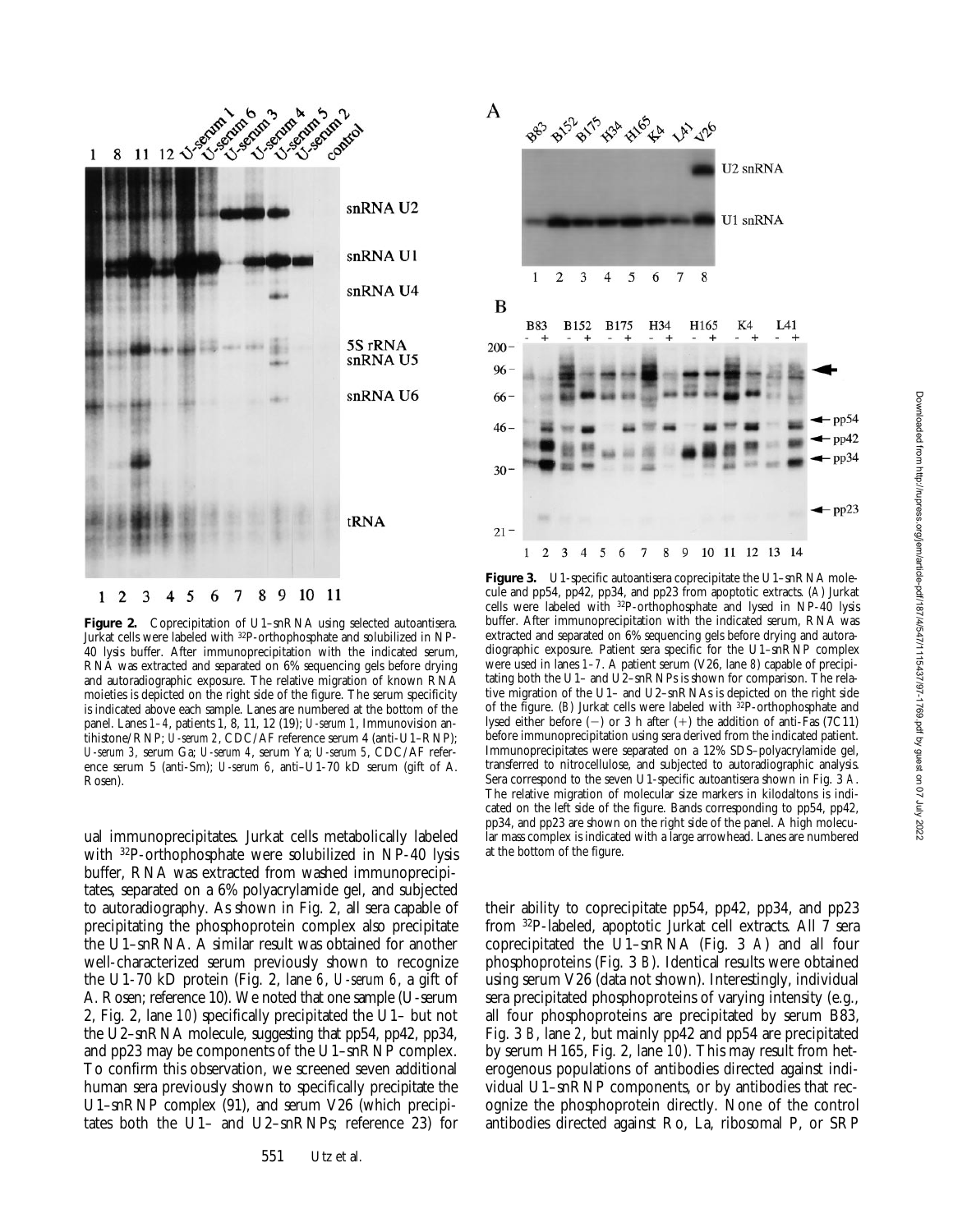**Figure 2.** Coprecipitation of U1–snRNA using selected autoantisera. Jurkat cells were labeled with $^{32}$P-orthophosphate and solubilized in NP-40 lysis buffer. After immunoprecipitation with the indicated serum, RNA was extracted and separated on 6% sequencing gels before drying and autoradiographic exposure. The relative migration of known RNA moieties is depicted on the right side of the figure. The serum specificity is indicated above each sample. Lanes are numbered at the bottom of the panel. Lanes *1–4*, patients 1, 8, 11, 12 (19); *U-serum 1*, Immunovision antihistone/RNP; *U-serum 2*, CDC/AF reference serum 4 (anti-U1–RNP); *U-serum 3*, serum Ga; *U-serum 4*, serum Ya; *U-serum 5*, CDC/AF reference serum 5 (anti-Sm); *U-serum 6*, anti–U1-70 kD serum (gift of A. Rosen).

**Figure 3.** U1-specific autoantisera coprecipitate the U1–snRNA molecule and pp54, pp42, pp34, and pp23 from apoptotic extracts. (*A*) Jurkat cells were labeled with $^{32}$P-orthophosphate and lysed in NP-40 lysis buffer. After immunoprecipitation with the indicated serum, RNA was extracted and separated on 6% sequencing gels before drying and autoradiographic exposure. Patient sera specific for the U1–snRNP complex were used in lanes *1–7*. A patient serum (V26, lane *8*) capable of precipitating both the U1– and U2–snRNPs is shown for comparison. The relative migration of the U1– and U2–snRNAs is depicted on the right side of the figure. (*B*) Jurkat cells were labeled with $^{32}$P-orthophosphate and lysed either before (−) or 3 h after (+) the addition of anti-Fas (7C11) before immunoprecipitation using sera derived from the indicated patient. Immunoprecipitates were separated on a 12% SDS–polyacrylamide gel, transferred to nitrocellulose, and subjected to autoradiographic analysis. Sera correspond to the seven U1-specific autoantisera shown in Fig. 3 *A*. The relative migration of molecular size markers in kilodaltons is indicated on the left side of the figure. Bands corresponding to pp54, pp42, pp34, and pp23 are shown on the right side of the panel. A high molecular mass complex is indicated with a large arrowhead. Lanes are numbered at the bottom of the figure.

ual immunoprecipitates. Jurkat cells metabolically labeled with $^{32}$P-orthophosphate were solubilized in NP-40 lysis buffer, RNA was extracted from washed immunoprecipitates, separated on a 6% polyacrylamide gel, and subjected to autoradiography. As shown in Fig. 2, all sera capable of precipitating the phosphoprotein complex also precipitate the U1–snRNA. A similar result was obtained for another well-characterized serum previously shown to recognize the U1-70 kD protein (Fig. 2, lane *6*, *U-serum 6*, a gift of A. Rosen; reference 10). We noted that one sample (U-serum 2, Fig. 2, lane *10*) specifically precipitated the U1– but not the U2–snRNA molecule, suggesting that pp54, pp42, pp34, and pp23 may be components of the U1–snRNP complex. To confirm this observation, we screened seven additional human sera previously shown to specifically precipitate the U1–snRNP complex (91), and serum V26 (which precipitates both the U1– and U2–snRNPs; reference 23) for their ability to coprecipitate pp54, pp42, pp34, and pp23 from $^{32}$P-labeled, apoptotic Jurkat cell extracts. All 7 sera coprecipitated the U1–snRNA (Fig. 3 *A*) and all four phosphoproteins (Fig. 3 *B*). Identical results were obtained using serum V26 (data not shown). Interestingly, individual sera precipitated phosphoproteins of varying intensity (e.g., all four phosphoproteins are precipitated by serum B83, Fig. 3 *B*, lane *2*, but mainly pp42 and pp54 are precipitated by serum H165, Fig. 2, lane *10*). This may result from heterogenous populations of antibodies directed against individual U1–snRNP components, or by antibodies that recognize the phosphoprotein directly. None of the control antibodies directed against Ro, La, ribosomal P, or SRP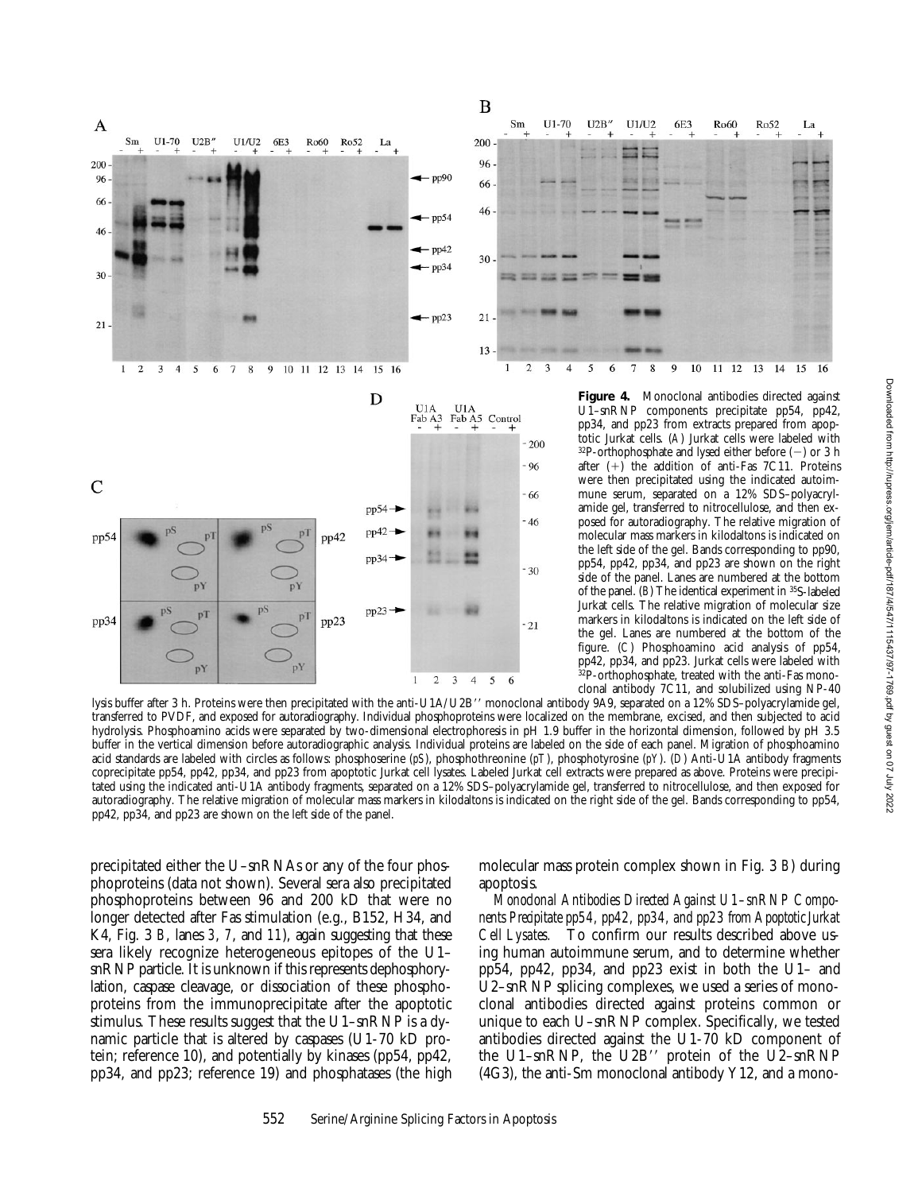**Figure 4.** Monoclonal antibodies directed against U1–snRNP components precipitate pp54, pp42, pp34, and pp23 from extracts prepared from apoptotic Jurkat cells. (*A*) Jurkat cells were labeled with $^{32}$P-orthophosphate and lysed either before (−) or 3 h after (+) the addition of anti-Fas 7C11. Proteins were then precipitated using the indicated autoimmune serum, separated on a 12% SDS–polyacrylamide gel, transferred to nitrocellulose, and then exposed for autoradiography. The relative migration of molecular mass markers in kilodaltons is indicated on the left side of the gel. Bands corresponding to pp90, pp54, pp42, pp34, and pp23 are shown on the right side of the panel. Lanes are numbered at the bottom of the panel. (*B*) The identical experiment in $^{35}$S-labeled Jurkat cells. The relative migration of molecular size markers in kilodaltons is indicated on the left side of the gel. Lanes are numbered at the bottom of the figure. (*C*) Phosphoamino acid analysis of pp54, pp42, pp34, and pp23. Jurkat cells were labeled with $^{32}$P-orthophosphate, treated with the anti-Fas monoclonal antibody 7C11, and solubilized using NP-40 lysis buffer after 3 h. Proteins were then precipitated with the anti-U1A/U2B′′ monoclonal antibody 9A9, separated on a 12% SDS–polyacrylamide gel, transferred to PVDF, and exposed for autoradiography. Individual phosphoproteins were localized on the membrane, excised, and then subjected to acid hydrolysis. Phosphoamino acids were separated by two-dimensional electrophoresis in pH 1.9 buffer in the horizontal dimension, followed by pH 3.5 buffer in the vertical dimension before autoradiographic analysis. Individual proteins are labeled on the side of each panel. Migration of phosphoamino acid standards are labeled with circles as follows: phosphoserine (*pS*), phosphothreonine (*pT*), phosphotyrosine (*pY*). (*D*) Anti-U1A antibody fragments coprecipitate pp54, pp42, pp34, and pp23 from apoptotic Jurkat cell lysates. Labeled Jurkat cell extracts were prepared as above. Proteins were precipitated using the indicated anti-U1A antibody fragments, separated on a 12% SDS–polyacrylamide gel, transferred to nitrocellulose, and then exposed for autoradiography. The relative migration of molecular mass markers in kilodaltons is indicated on the right side of the gel. Bands corresponding to pp54, pp42, pp34, and pp23 are shown on the left side of the panel.

precipitated either the U–snRNAs or any of the four phosphoproteins (data not shown). Several sera also precipitated phosphoproteins between 96 and 200 kD that were no longer detected after Fas stimulation (e.g., B152, H34, and K4, Fig. 3 *B*, lanes *3*, *7*, and *11*), again suggesting that these sera likely recognize heterogeneous epitopes of the U1–snRNP particle. It is unknown if this represents dephosphorylation, caspase cleavage, or dissociation of these phosphoproteins from the immunoprecipitate after the apoptotic stimulus. These results suggest that the U1–snRNP is a dynamic particle that is altered by caspases (U1-70 kD protein; reference 10), and potentially by kinases (pp54, pp42, pp34, and pp23; reference 19) and phosphatases (the high molecular mass protein complex shown in Fig. 3 *B*) during apoptosis.

*Monoclonal Antibodies Directed Against U1–snRNP Components Precipitate pp54, pp42, pp34, and pp23 from Apoptotic Jurkat Cell Lysates.* To confirm our results described above using human autoimmune serum, and to determine whether pp54, pp42, pp34, and pp23 exist in both the U1– and U2–snRNP splicing complexes, we used a series of monoclonal antibodies directed against proteins common or unique to each U–snRNP complex. Specifically, we tested antibodies directed against the U1-70 kD component of the U1–snRNP, the U2B′′ protein of the U2–snRNP (4G3), the anti-Sm monoclonal antibody Y12, and a mono-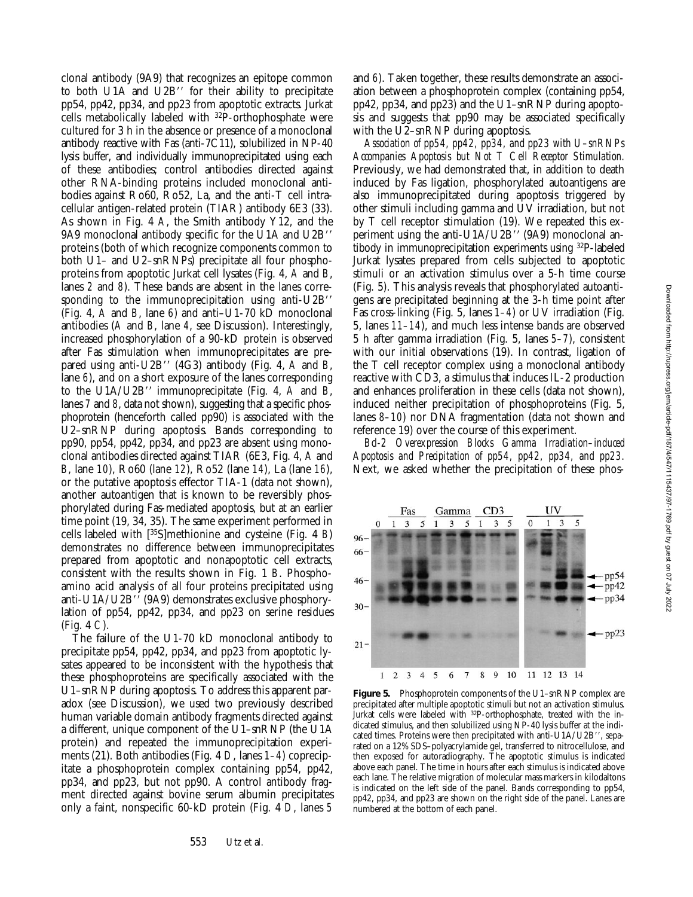clonal antibody (9A9) that recognizes an epitope common to both U1A and U2B′′ for their ability to precipitate pp54, pp42, pp34, and pp23 from apoptotic extracts. Jurkat cells metabolically labeled with $^{32}$P-orthophosphate were cultured for 3 h in the absence or presence of a monoclonal antibody reactive with Fas (anti-7C11), solubilized in NP-40 lysis buffer, and individually immunoprecipitated using each of these antibodies; control antibodies directed against other RNA-binding proteins included monoclonal antibodies against Ro60, Ro52, La, and the anti-T cell intracellular antigen-related protein (TIAR) antibody 6E3 (33). As shown in Fig. 4 *A*, the Smith antibody Y12, and the 9A9 monoclonal antibody specific for the U1A and U2B′′ proteins (both of which recognize components common to both U1– and U2–snRNPs) precipitate all four phosphoproteins from apoptotic Jurkat cell lysates (Fig. 4, *A* and *B*, lanes *2* and *8*). These bands are absent in the lanes corresponding to the immunoprecipitation using anti-U2B′′ (Fig. 4, *A* and *B*, lane *6*) and anti–U1-70 kD monoclonal antibodies (*A* and *B*, lane *4*, see Discussion). Interestingly, increased phosphorylation of a 90-kD protein is observed after Fas stimulation when immunoprecipitates are prepared using anti-U2B′′ (4G3) antibody (Fig. 4, *A* and *B*, lane *6*), and on a short exposure of the lanes corresponding to the U1A/U2B′′ immunoprecipitate (Fig. 4, *A* and *B*, lanes *7* and *8*, data not shown), suggesting that a specific phosphoprotein (henceforth called pp90) is associated with the U2–snRNP during apoptosis. Bands corresponding to pp90, pp54, pp42, pp34, and pp23 are absent using monoclonal antibodies directed against TIAR (6E3, Fig. 4, *A* and *B*, lane *10*), Ro60 (lane *12*), Ro52 (lane *14*), La (lane *16*), or the putative apoptosis effector TIA-1 (data not shown), another autoantigen that is known to be reversibly phosphorylated during Fas-mediated apoptosis, but at an earlier time point (19, 34, 35). The same experiment performed in cells labeled with [$^{35}$S]methionine and cysteine (Fig. 4 *B*) demonstrates no difference between immunoprecipitates prepared from apoptotic and nonapoptotic cell extracts, consistent with the results shown in Fig. 1 *B*. Phosphoamino acid analysis of all four proteins precipitated using anti-U1A/U2B′′ (9A9) demonstrates exclusive phosphorylation of pp54, pp42, pp34, and pp23 on serine residues (Fig. 4 *C*).

The failure of the U1-70 kD monoclonal antibody to precipitate pp54, pp42, pp34, and pp23 from apoptotic lysates appeared to be inconsistent with the hypothesis that these phosphoproteins are specifically associated with the U1–snRNP during apoptosis. To address this apparent paradox (see Discussion), we used two previously described human variable domain antibody fragments directed against a different, unique component of the U1–snRNP (the U1A protein) and repeated the immunoprecipitation experiments (21). Both antibodies (Fig. 4 *D*, lanes *1–4*) coprecipitate a phosphoprotein complex containing pp54, pp42, pp34, and pp23, but not pp90. A control antibody fragment directed against bovine serum albumin precipitates only a faint, nonspecific 60-kD protein (Fig. 4 *D*, lanes *5* and *6*). Taken together, these results demonstrate an association between a phosphoprotein complex (containing pp54, pp42, pp34, and pp23) and the U1–snRNP during apoptosis and suggests that pp90 may be associated specifically with the U2–snRNP during apoptosis.

*Association of pp54, pp42, pp34, and pp23 with U–snRNPs Accompanies Apoptosis but Not T Cell Receptor Stimulation.* Previously, we had demonstrated that, in addition to death induced by Fas ligation, phosphorylated autoantigens are also immunoprecipitated during apoptosis triggered by other stimuli including gamma and UV irradiation, but not by T cell receptor stimulation (19). We repeated this experiment using the anti-U1A/U2B′′ (9A9) monoclonal antibody in immunoprecipitation experiments using $^{32}$P-labeled Jurkat lysates prepared from cells subjected to apoptotic stimuli or an activation stimulus over a 5-h time course (Fig. 5). This analysis reveals that phosphorylated autoantigens are precipitated beginning at the 3-h time point after Fas cross-linking (Fig. 5, lanes *1–4*) or UV irradiation (Fig. 5, lanes *11–14*), and much less intense bands are observed 5 h after gamma irradiation (Fig. 5, lanes *5–7*), consistent with our initial observations (19). In contrast, ligation of the T cell receptor complex using a monoclonal antibody reactive with CD3, a stimulus that induces IL-2 production and enhances proliferation in these cells (data not shown), induced neither precipitation of phosphoproteins (Fig. 5, lanes *8–10*) nor DNA fragmentation (data not shown and reference 19) over the course of this experiment.

*Bcl-2 Overexpression Blocks Gamma Irradiation–induced Apoptosis and Precipitation of pp54, pp42, pp34, and pp23.* Next, we asked whether the precipitation of these phos-

**Figure 5.** Phosphoprotein components of the U1–snRNP complex are precipitated after multiple apoptotic stimuli but not an activation stimulus. Jurkat cells were labeled with $^{32}$P-orthophosphate, treated with the indicated stimulus, and then solubilized using NP-40 lysis buffer at the indicated times. Proteins were then precipitated with anti-U1A/U2B′′, separated on a 12% SDS–polyacrylamide gel, transferred to nitrocellulose, and then exposed for autoradiography. The apoptotic stimulus is indicated above each panel. The time in hours after each stimulus is indicated above each lane. The relative migration of molecular mass markers in kilodaltons is indicated on the left side of the panel. Bands corresponding to pp54, pp42, pp34, and pp23 are shown on the right side of the panel. Lanes are numbered at the bottom of each panel.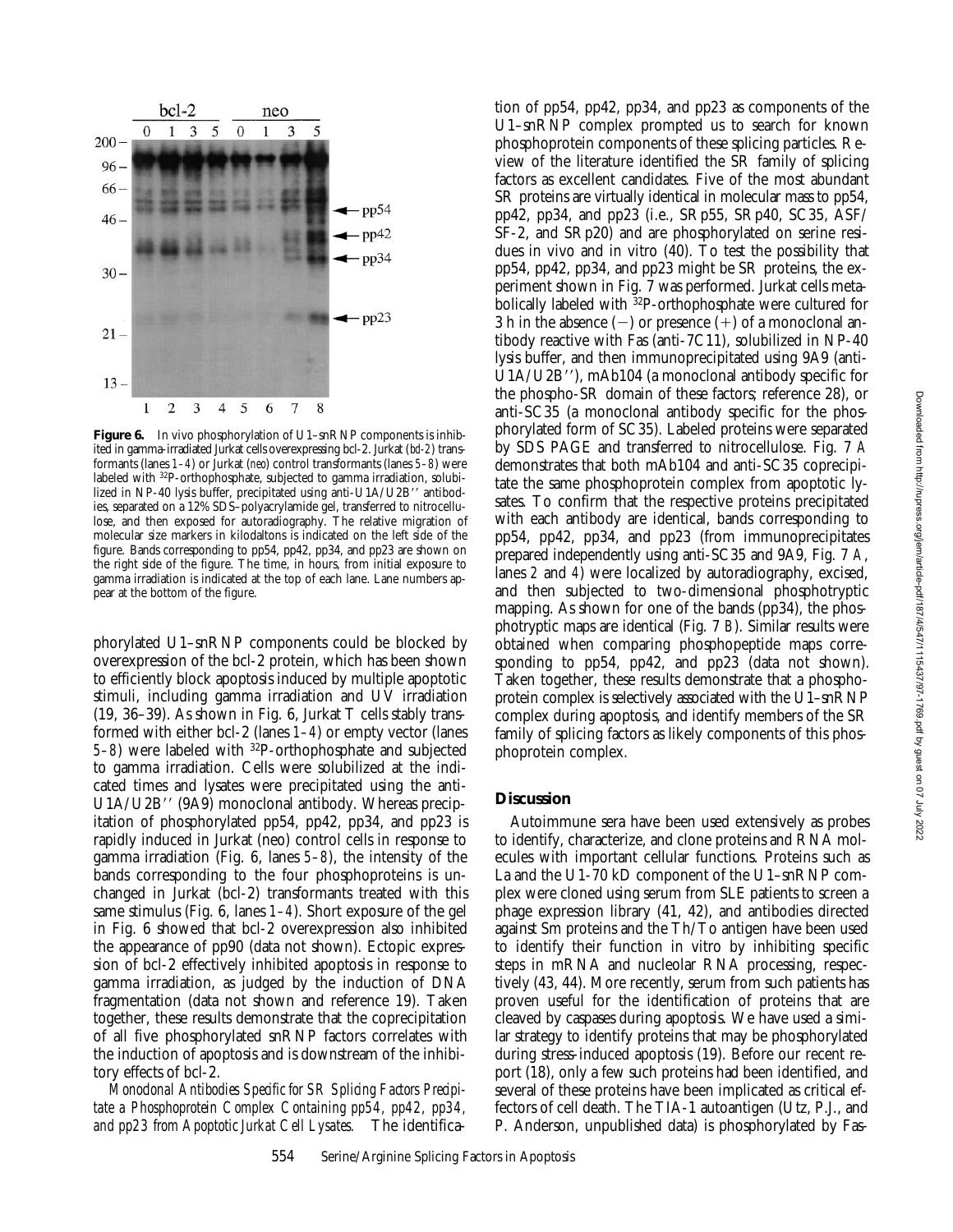**Figure 6.** In vivo phosphorylation of U1–snRNP components is inhibited in gamma-irradiated Jurkat cells overexpressing bcl-2. Jurkat (*bcl-2*) transformants (lanes *1–4*) or Jurkat (*neo*) control transformants (lanes *5–8*) were labeled with $^{32}$P-orthophosphate, subjected to gamma irradiation, solubilized in NP-40 lysis buffer, precipitated using anti-U1A/U2B'' antibodies, separated on a 12% SDS–polyacrylamide gel, transferred to nitrocellulose, and then exposed for autoradiography. The relative migration of molecular size markers in kilodaltons is indicated on the left side of the figure. Bands corresponding to pp54, pp42, pp34, and pp23 are shown on the right side of the figure. The time, in hours, from initial exposure to gamma irradiation is indicated at the top of each lane. Lane numbers appear at the bottom of the figure.

phorylated U1–snRNP components could be blocked by overexpression of the bcl-2 protein, which has been shown to efficiently block apoptosis induced by multiple apoptotic stimuli, including gamma irradiation and UV irradiation (19, 36–39). As shown in Fig. 6, Jurkat T cells stably transformed with either bcl-2 (lanes *1–4*) or empty vector (lanes *5–8*) were labeled with $^{32}$P-orthophosphate and subjected to gamma irradiation. Cells were solubilized at the indicated times and lysates were precipitated using the anti-U1A/U2B'' (9A9) monoclonal antibody. Whereas precipitation of phosphorylated pp54, pp42, pp34, and pp23 is rapidly induced in Jurkat (neo) control cells in response to gamma irradiation (Fig. 6, lanes *5–8*), the intensity of the bands corresponding to the four phosphoproteins is unchanged in Jurkat (bcl-2) transformants treated with this same stimulus (Fig. 6, lanes *1–4*). Short exposure of the gel in Fig. 6 showed that bcl-2 overexpression also inhibited the appearance of pp90 (data not shown). Ectopic expression of bcl-2 effectively inhibited apoptosis in response to gamma irradiation, as judged by the induction of DNA fragmentation (data not shown and reference 19). Taken together, these results demonstrate that the coprecipitation of all five phosphorylated snRNP factors correlates with the induction of apoptosis and is downstream of the inhibitory effects of bcl-2.

*Monoclonal Antibodies Specific for SR Splicing Factors Precipitate a Phosphoprotein Complex Containing pp54, pp42, pp34, and pp23 from Apoptotic Jurkat Cell Lysates.* The identification of pp54, pp42, pp34, and pp23 as components of the U1–snRNP complex prompted us to search for known phosphoprotein components of these splicing particles. Review of the literature identified the SR family of splicing factors as excellent candidates. Five of the most abundant SR proteins are virtually identical in molecular mass to pp54, pp42, pp34, and pp23 (i.e., SRp55, SRp40, SC35, ASF/SF-2, and SRp20) and are phosphorylated on serine residues in vivo and in vitro (40). To test the possibility that pp54, pp42, pp34, and pp23 might be SR proteins, the experiment shown in Fig. 7 was performed. Jurkat cells metabolically labeled with $^{32}$P-orthophosphate were cultured for 3 h in the absence (−) or presence (+) of a monoclonal antibody reactive with Fas (anti-7C11), solubilized in NP-40 lysis buffer, and then immunoprecipitated using 9A9 (anti-U1A/U2B''), mAb104 (a monoclonal antibody specific for the phospho-SR domain of these factors; reference 28), or anti-SC35 (a monoclonal antibody specific for the phosphorylated form of SC35). Labeled proteins were separated by SDS PAGE and transferred to nitrocellulose. Fig. 7 *A* demonstrates that both mAb104 and anti-SC35 coprecipitate the same phosphoprotein complex from apoptotic lysates. To confirm that the respective proteins precipitated with each antibody are identical, bands corresponding to pp54, pp42, pp34, and pp23 (from immunoprecipitates prepared independently using anti-SC35 and 9A9, Fig. 7 *A*, lanes *2* and *4*) were localized by autoradiography, excised, and then subjected to two-dimensional phosphotryptic mapping. As shown for one of the bands (pp34), the phosphotryptic maps are identical (Fig. 7 *B*). Similar results were obtained when comparing phosphopeptide maps corresponding to pp54, pp42, and pp23 (data not shown). Taken together, these results demonstrate that a phosphoprotein complex is selectively associated with the U1–snRNP complex during apoptosis, and identify members of the SR family of splicing factors as likely components of this phosphoprotein complex.

## Discussion

Autoimmune sera have been used extensively as probes to identify, characterize, and clone proteins and RNA molecules with important cellular functions. Proteins such as La and the U1-70 kD component of the U1–snRNP complex were cloned using serum from SLE patients to screen a phage expression library (41, 42), and antibodies directed against Sm proteins and the Th/To antigen have been used to identify their function in vitro by inhibiting specific steps in mRNA and nucleolar RNA processing, respectively (43, 44). More recently, serum from such patients has proven useful for the identification of proteins that are cleaved by caspases during apoptosis. We have used a similar strategy to identify proteins that may be phosphorylated during stress-induced apoptosis (19). Before our recent report (18), only a few such proteins had been identified, and several of these proteins have been implicated as critical effectors of cell death. The TIA-1 autoantigen (Utz, P.J., and P. Anderson, unpublished data) is phosphorylated by Fas-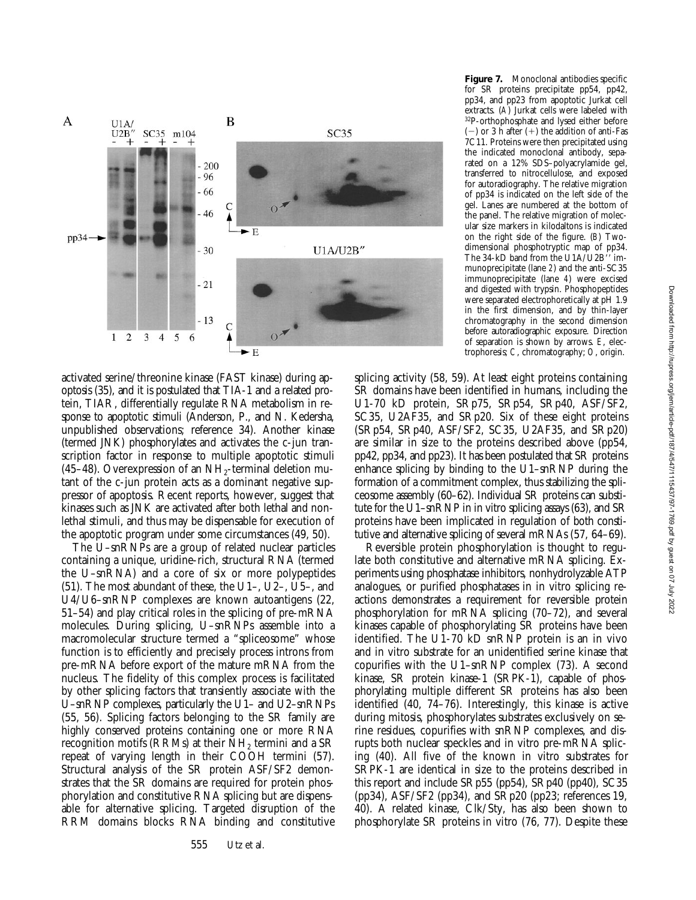**Figure 7.** Monoclonal antibodies specific for SR proteins precipitate pp54, pp42, pp34, and pp23 from apoptotic Jurkat cell extracts. (A) Jurkat cells were labeled with $^{32}$P-orthophosphate and lysed either before (−) or 3 h after (+) the addition of anti-Fas 7C11. Proteins were then precipitated using the indicated monoclonal antibody, separated on a 12% SDS–polyacrylamide gel, transferred to nitrocellulose, and exposed for autoradiography. The relative migration of pp34 is indicated on the left side of the gel. Lanes are numbered at the bottom of the panel. The relative migration of molecular size markers in kilodaltons is indicated on the right side of the figure. (B) Two-dimensional phosphotryptic map of pp34. The 34-kD band from the U1A/U2B′′ immunoprecipitate (lane 2) and the anti-SC35 immunoprecipitate (lane 4) were excised and digested with trypsin. Phosphopeptides were separated electrophoretically at pH 1.9 in the first dimension, and by thin-layer chromatography in the second dimension before autoradiographic exposure. Direction of separation is shown by arrows. E, electrophoresis; C, chromatography; O, origin.

activated serine/threonine kinase (FAST kinase) during apoptosis (35), and it is postulated that TIA-1 and a related protein, TIAR, differentially regulate RNA metabolism in response to apoptotic stimuli (Anderson, P., and N. Kedersha, unpublished observations; reference 34). Another kinase (termed JNK) phosphorylates and activates the c-jun transcription factor in response to multiple apoptotic stimuli (45–48). Overexpression of an $NH_2$-terminal deletion mutant of the c-jun protein acts as a dominant negative suppressor of apoptosis. Recent reports, however, suggest that kinases such as JNK are activated after both lethal and nonlethal stimuli, and thus may be dispensable for execution of the apoptotic program under some circumstances (49, 50).

The U–snRNPs are a group of related nuclear particles containing a unique, uridine-rich, structural RNA (termed the U–snRNA) and a core of six or more polypeptides (51). The most abundant of these, the U1–, U2–, U5–, and U4/U6–snRNP complexes are known autoantigens (22, 51–54) and play critical roles in the splicing of pre-mRNA molecules. During splicing, U–snRNPs assemble into a macromolecular structure termed a "spliceosome" whose function is to efficiently and precisely process introns from pre-mRNA before export of the mature mRNA from the nucleus. The fidelity of this complex process is facilitated by other splicing factors that transiently associate with the U–snRNP complexes, particularly the U1– and U2–snRNPs (55, 56). Splicing factors belonging to the SR family are highly conserved proteins containing one or more RNA recognition motifs (RRMs) at their $NH_2$ termini and a SR repeat of varying length in their COOH termini (57). Structural analysis of the SR protein ASF/SF2 demonstrates that the SR domains are required for protein phosphorylation and constitutive RNA splicing but are dispensable for alternative splicing. Targeted disruption of the RRM domains blocks RNA binding and constitutive splicing activity (58, 59). At least eight proteins containing SR domains have been identified in humans, including the U1-70 kD protein, SRp75, SRp54, SRp40, ASF/SF2, SC35, U2AF35, and SRp20. Six of these eight proteins (SRp54, SRp40, ASF/SF2, SC35, U2AF35, and SRp20) are similar in size to the proteins described above (pp54, pp42, pp34, and pp23). It has been postulated that SR proteins enhance splicing by binding to the U1–snRNP during the formation of a commitment complex, thus stabilizing the spliceosome assembly (60–62). Individual SR proteins can substitute for the U1–snRNP in in vitro splicing assays (63), and SR proteins have been implicated in regulation of both constitutive and alternative splicing of several mRNAs (57, 64–69).

Reversible protein phosphorylation is thought to regulate both constitutive and alternative mRNA splicing. Experiments using phosphatase inhibitors, nonhydrolyzable ATP analogues, or purified phosphatases in in vitro splicing reactions demonstrates a requirement for reversible protein phosphorylation for mRNA splicing (70–72), and several kinases capable of phosphorylating SR proteins have been identified. The U1-70 kD snRNP protein is an in vivo and in vitro substrate for an unidentified serine kinase that copurifies with the U1–snRNP complex (73). A second kinase, SR protein kinase-1 (SRPK-1), capable of phosphorylating multiple different SR proteins has also been identified (40, 74–76). Interestingly, this kinase is active during mitosis, phosphorylates substrates exclusively on serine residues, copurifies with snRNP complexes, and disrupts both nuclear speckles and in vitro pre-mRNA splicing (40). All five of the known in vitro substrates for SRPK-1 are identical in size to the proteins described in this report and include SRp55 (pp54), SRp40 (pp40), SC35 (pp34), ASF/SF2 (pp34), and SRp20 (pp23; references 19, 40). A related kinase, Clk/Sty, has also been shown to phosphorylate SR proteins in vitro (76, 77). Despite these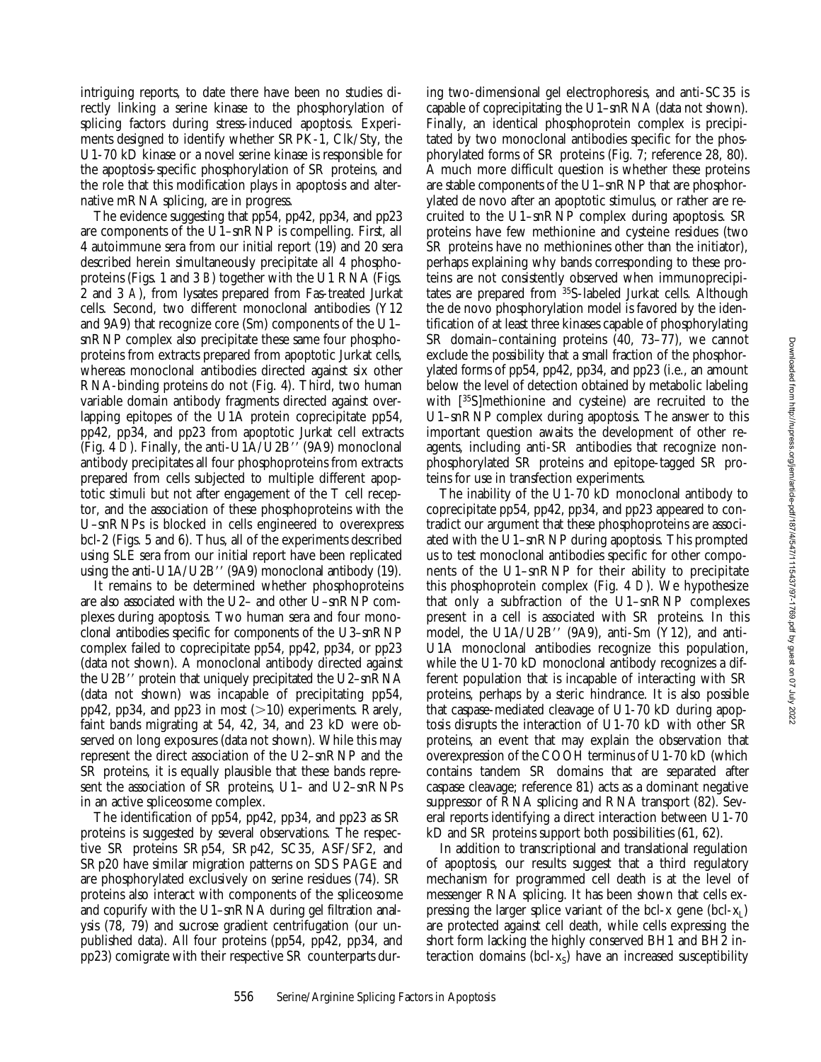intriguing reports, to date there have been no studies directly linking a serine kinase to the phosphorylation of splicing factors during stress-induced apoptosis. Experiments designed to identify whether SRPK-1, Clk/Sty, the U1-70 kD kinase or a novel serine kinase is responsible for the apoptosis-specific phosphorylation of SR proteins, and the role that this modification plays in apoptosis and alternative mRNA splicing, are in progress.

The evidence suggesting that pp54, pp42, pp34, and pp23 are components of the U1–snRNP is compelling. First, all 4 autoimmune sera from our initial report (19) and 20 sera described herein simultaneously precipitate all 4 phosphoproteins (Figs. 1 and 3 *B*) together with the U1 RNA (Figs. 2 and 3 *A*), from lysates prepared from Fas-treated Jurkat cells. Second, two different monoclonal antibodies (Y12 and 9A9) that recognize core (Sm) components of the U1–snRNP complex also precipitate these same four phosphoproteins from extracts prepared from apoptotic Jurkat cells, whereas monoclonal antibodies directed against six other RNA-binding proteins do not (Fig. 4). Third, two human variable domain antibody fragments directed against overlapping epitopes of the U1A protein coprecipitate pp54, pp42, pp34, and pp23 from apoptotic Jurkat cell extracts (Fig. 4 *D*). Finally, the anti-U1A/U2B′′ (9A9) monoclonal antibody precipitates all four phosphoproteins from extracts prepared from cells subjected to multiple different apoptotic stimuli but not after engagement of the T cell receptor, and the association of these phosphoproteins with the U–snRNPs is blocked in cells engineered to overexpress bcl-2 (Figs. 5 and 6). Thus, all of the experiments described using SLE sera from our initial report have been replicated using the anti-U1A/U2B′′ (9A9) monoclonal antibody (19).

It remains to be determined whether phosphoproteins are also associated with the U2– and other U–snRNP complexes during apoptosis. Two human sera and four monoclonal antibodies specific for components of the U3–snRNP complex failed to coprecipitate pp54, pp42, pp34, or pp23 (data not shown). A monoclonal antibody directed against the U2B′′ protein that uniquely precipitated the U2–snRNA (data not shown) was incapable of precipitating pp54, pp42, pp34, and pp23 in most (>10) experiments. Rarely, faint bands migrating at 54, 42, 34, and 23 kD were observed on long exposures (data not shown). While this may represent the direct association of the U2–snRNP and the SR proteins, it is equally plausible that these bands represent the association of SR proteins, U1– and U2–snRNPs in an active spliceosome complex.

The identification of pp54, pp42, pp34, and pp23 as SR proteins is suggested by several observations. The respective SR proteins SRp54, SRp42, SC35, ASF/SF2, and SRp20 have similar migration patterns on SDS PAGE and are phosphorylated exclusively on serine residues (74). SR proteins also interact with components of the spliceosome and copurify with the U1–snRNA during gel filtration analysis (78, 79) and sucrose gradient centrifugation (our unpublished data). All four proteins (pp54, pp42, pp34, and pp23) comigrate with their respective SR counterparts during two-dimensional gel electrophoresis, and anti-SC35 is capable of coprecipitating the U1–snRNA (data not shown). Finally, an identical phosphoprotein complex is precipitated by two monoclonal antibodies specific for the phosphorylated forms of SR proteins (Fig. 7; reference 28, 80). A much more difficult question is whether these proteins are stable components of the U1–snRNP that are phosphorylated de novo after an apoptotic stimulus, or rather are recruited to the U1–snRNP complex during apoptosis. SR proteins have few methionine and cysteine residues (two SR proteins have no methionines other than the initiator), perhaps explaining why bands corresponding to these proteins are not consistently observed when immunoprecipitates are prepared from $^{35}$S-labeled Jurkat cells. Although the de novo phosphorylation model is favored by the identification of at least three kinases capable of phosphorylating SR domain–containing proteins (40, 73–77), we cannot exclude the possibility that a small fraction of the phosphorylated forms of pp54, pp42, pp34, and pp23 (i.e., an amount below the level of detection obtained by metabolic labeling with [$^{35}$S]methionine and cysteine) are recruited to the U1–snRNP complex during apoptosis. The answer to this important question awaits the development of other reagents, including anti-SR antibodies that recognize nonphosphorylated SR proteins and epitope-tagged SR proteins for use in transfection experiments.

The inability of the U1-70 kD monoclonal antibody to coprecipitate pp54, pp42, pp34, and pp23 appeared to contradict our argument that these phosphoproteins are associated with the U1–snRNP during apoptosis. This prompted us to test monoclonal antibodies specific for other components of the U1–snRNP for their ability to precipitate this phosphoprotein complex (Fig. 4 *D*). We hypothesize that only a subfraction of the U1–snRNP complexes present in a cell is associated with SR proteins. In this model, the U1A/U2B′′ (9A9), anti-Sm (Y12), and anti-U1A monoclonal antibodies recognize this population, while the U1-70 kD monoclonal antibody recognizes a different population that is incapable of interacting with SR proteins, perhaps by a steric hindrance. It is also possible that caspase-mediated cleavage of U1-70 kD during apoptosis disrupts the interaction of U1-70 kD with other SR proteins, an event that may explain the observation that overexpression of the COOH terminus of U1-70 kD (which contains tandem SR domains that are separated after caspase cleavage; reference 81) acts as a dominant negative suppressor of RNA splicing and RNA transport (82). Several reports identifying a direct interaction between U1-70 kD and SR proteins support both possibilities (61, 62).

In addition to transcriptional and translational regulation of apoptosis, our results suggest that a third regulatory mechanism for programmed cell death is at the level of messenger RNA splicing. It has been shown that cells expressing the larger splice variant of the bcl-x gene (bcl-$x_L$) are protected against cell death, while cells expressing the short form lacking the highly conserved BH1 and BH2 interaction domains (bcl-$x_S$) have an increased susceptibility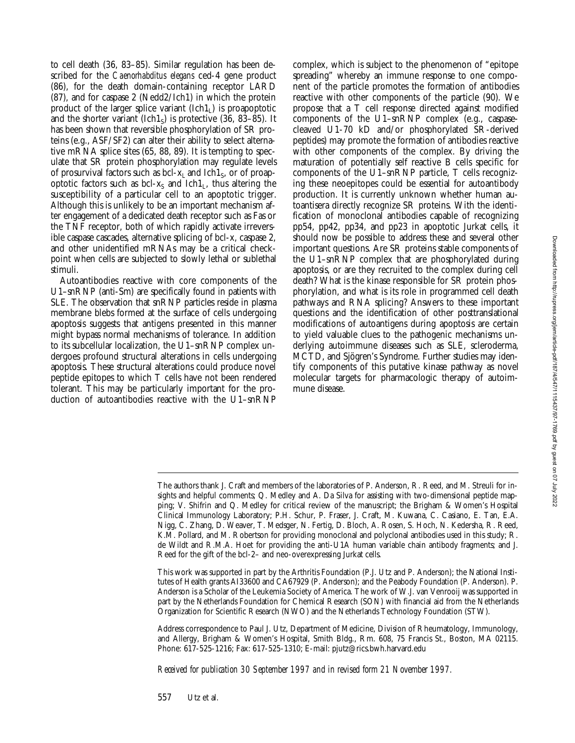to cell death (36, 83–85). Similar regulation has been described for the *Caenorhabditus elegans* ced-4 gene product (86), for the death domain-containing receptor LARD (87), and for caspase 2 (Nedd2/Ich1) in which the protein product of the larger splice variant ($Ich1_L$) is proapoptotic and the shorter variant ($Ich1_S$) is protective (36, 83–85). It has been shown that reversible phosphorylation of SR proteins (e.g., ASF/SF2) can alter their ability to select alternative mRNA splice sites (65, 88, 89). It is tempting to speculate that SR protein phosphorylation may regulate levels of prosurvival factors such as bcl-$x_L$ and $Ich1_S$, or of proapoptotic factors such as bcl-$x_S$ and $Ich1_L$, thus altering the susceptibility of a particular cell to an apoptotic trigger. Although this is unlikely to be an important mechanism after engagement of a dedicated death receptor such as Fas or the TNF receptor, both of which rapidly activate irreversible caspase cascades, alternative splicing of bcl-x, caspase 2, and other unidentified mRNAs may be a critical checkpoint when cells are subjected to slowly lethal or sublethal stimuli.

Autoantibodies reactive with core components of the U1–snRNP (anti-Sm) are specifically found in patients with SLE. The observation that snRNP particles reside in plasma membrane blebs formed at the surface of cells undergoing apoptosis suggests that antigens presented in this manner might bypass normal mechanisms of tolerance. In addition to its subcellular localization, the U1–snRNP complex undergoes profound structural alterations in cells undergoing apoptosis. These structural alterations could produce novel peptide epitopes to which T cells have not been rendered tolerant. This may be particularly important for the production of autoantibodies reactive with the U1–snRNP complex, which is subject to the phenomenon of "epitope spreading" whereby an immune response to one component of the particle promotes the formation of antibodies reactive with other components of the particle (90). We propose that a T cell response directed against modified components of the U1–snRNP complex (e.g., caspase-cleaved U1-70 kD and/or phosphorylated SR-derived peptides) may promote the formation of antibodies reactive with other components of the complex. By driving the maturation of potentially self reactive B cells specific for components of the U1–snRNP particle, T cells recognizing these neoepitopes could be essential for autoantibody production. It is currently unknown whether human autoantisera directly recognize SR proteins. With the identification of monoclonal antibodies capable of recognizing pp54, pp42, pp34, and pp23 in apoptotic Jurkat cells, it should now be possible to address these and several other important questions. Are SR proteins stable components of the U1–snRNP complex that are phosphorylated during apoptosis, or are they recruited to the complex during cell death? What is the kinase responsible for SR protein phosphorylation, and what is its role in programmed cell death pathways and RNA splicing? Answers to these important questions and the identification of other posttranslational modifications of autoantigens during apoptosis are certain to yield valuable clues to the pathogenic mechanisms underlying autoimmune diseases such as SLE, scleroderma, MCTD, and Sjögren's Syndrome. Further studies may identify components of this putative kinase pathway as novel molecular targets for pharmacologic therapy of autoimmune disease.

The authors thank J. Craft and members of the laboratories of P. Anderson, R. Reed, and M. Streuli for insights and helpful comments; Q. Medley and A. Da Silva for assisting with two-dimensional peptide mapping; V. Shifrin and Q. Medley for critical review of the manuscript; the Brigham & Women's Hospital Clinical Immunology Laboratory; P.H. Schur, P. Fraser, J. Craft, M. Kuwana, C. Casiano, E. Tan, E.A. Nigg, C. Zhang, D. Weaver, T. Medsger, N. Fertig, D. Bloch, A. Rosen, S. Hoch, N. Kedersha, R. Reed, K.M. Pollard, and M. Robertson for providing monoclonal and polyclonal antibodies used in this study; R. de Wildt and R.M.A. Hoet for providing the anti-U1A human variable chain antibody fragments; and J. Reed for the gift of the bcl-2– and neo-overexpressing Jurkat cells.

This work was supported in part by the Arthritis Foundation (P.J. Utz and P. Anderson); the National Institutes of Health grants AI33600 and CA67929 (P. Anderson); and the Peabody Foundation (P. Anderson). P. Anderson is a Scholar of the Leukemia Society of America. The work of W.J. van Venrooij was supported in part by the Netherlands Foundation for Chemical Research (SON) with financial aid from the Netherlands Organization for Scientific Research (NWO) and the Netherlands Technology Foundation (STW).

Address correspondence to Paul J. Utz, Department of Medicine, Division of Rheumatology, Immunology, and Allergy, Brigham & Women's Hospital, Smith Bldg., Rm. 608, 75 Francis St., Boston, MA 02115. Phone: 617-525-1216; Fax: 617-525-1310; E-mail: pjutz@rics.bwh.harvard.edu

*Received for publication 30 September 1997 and in revised form 21 November 1997.*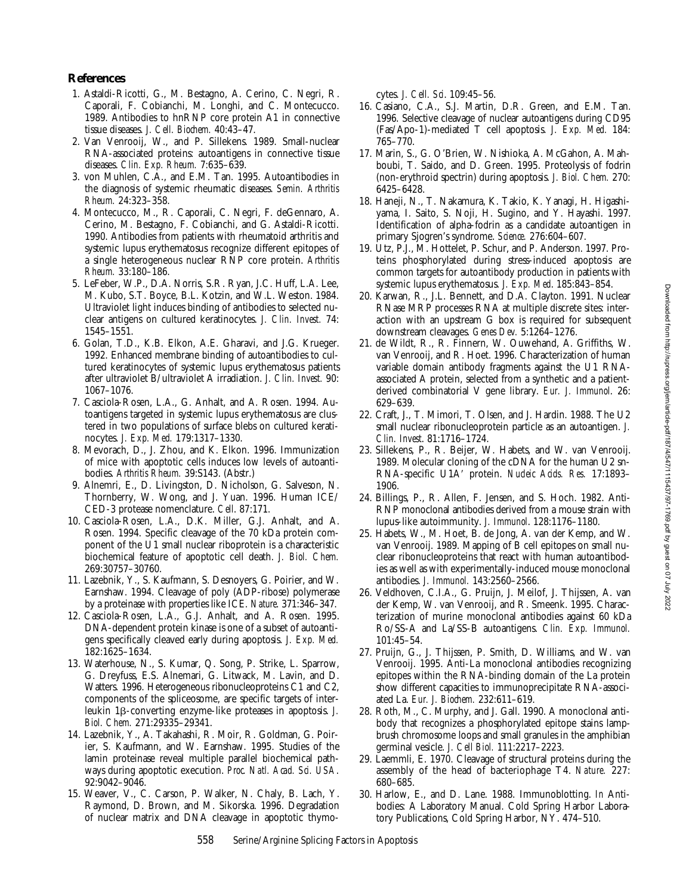## References

1. Astaldi-Ricotti, G., M. Bestagno, A. Cerino, C. Negri, R. Caporali, F. Cobianchi, M. Longhi, and C. Montecucco. 1989. Antibodies to hnRNP core protein A1 in connective tissue diseases. *J. Cell. Biochem.* 40:43–47.
2. Van Venrooij, W., and P. Sillekens. 1989. Small-nuclear RNA-associated proteins: autoantigens in connective tissue diseases. *Clin. Exp. Rheum.* 7:635–639.
3. von Muhlen, C.A., and E.M. Tan. 1995. Autoantibodies in the diagnosis of systemic rheumatic diseases. *Semin. Arthritis Rheum.* 24:323–358.
4. Montecucco, M., R. Caporali, C. Negri, F. deGennaro, A. Cerino, M. Bestagno, F. Cobianchi, and G. Astaldi-Ricotti. 1990. Antibodies from patients with rheumatoid arthritis and systemic lupus erythematosus recognize different epitopes of a single heterogeneous nuclear RNP core protein. *Arthritis Rheum.* 33:180–186.
5. LeFeber, W.P., D.A. Norris, S.R. Ryan, J.C. Huff, L.A. Lee, M. Kubo, S.T. Boyce, B.L. Kotzin, and W.L. Weston. 1984. Ultraviolet light induces binding of antibodies to selected nuclear antigens on cultured keratinocytes. *J. Clin. Invest.* 74:1545–1551.
6. Golan, T.D., K.B. Elkon, A.E. Gharavi, and J.G. Krueger. 1992. Enhanced membrane binding of autoantibodies to cultured keratinocytes of systemic lupus erythematosus patients after ultraviolet B/ultraviolet A irradiation. *J. Clin. Invest.* 90:1067–1076.
7. Casciola-Rosen, L.A., G. Anhalt, and A. Rosen. 1994. Autoantigens targeted in systemic lupus erythematosus are clustered in two populations of surface blebs on cultured keratinocytes. *J. Exp. Med.* 179:1317–1330.
8. Mevorach, D., J. Zhou, and K. Elkon. 1996. Immunization of mice with apoptotic cells induces low levels of autoantibodies. *Arthritis Rheum.* 39:S143. (Abstr.)
9. Alnemri, E., D. Livingston, D. Nicholson, G. Salveson, N. Thornberry, W. Wong, and J. Yuan. 1996. Human ICE/CED-3 protease nomenclature. *Cell.* 87:171.
10. Casciola-Rosen, L.A., D.K. Miller, G.J. Anhalt, and A. Rosen. 1994. Specific cleavage of the 70 kDa protein component of the U1 small nuclear riboprotein is a characteristic biochemical feature of apoptotic cell death. *J. Biol. Chem.* 269:30757–30760.
11. Lazebnik, Y., S. Kaufmann, S. Desnoyers, G. Poirier, and W. Earnshaw. 1994. Cleavage of poly (ADP-ribose) polymerase by a proteinase with properties like ICE. *Nature.* 371:346–347.
12. Casciola-Rosen, L.A., G.J. Anhalt, and A. Rosen. 1995. DNA-dependent protein kinase is one of a subset of autoantigens specifically cleaved early during apoptosis. *J. Exp. Med.* 182:1625–1634.
13. Waterhouse, N., S. Kumar, Q. Song, P. Strike, L. Sparrow, G. Dreyfuss, E.S. Alnemari, G. Litwack, M. Lavin, and D. Watters. 1996. Heterogeneous ribonucleoproteins C1 and C2, components of the spliceosome, are specific targets of interleukin 1β-converting enzyme-like proteases in apoptosis. *J. Biol. Chem.* 271:29335–29341.
14. Lazebnik, Y., A. Takahashi, R. Moir, R. Goldman, G. Poirier, S. Kaufmann, and W. Earnshaw. 1995. Studies of the lamin proteinase reveal multiple parallel biochemical pathways during apoptotic execution. *Proc. Natl. Acad. Sci. USA.* 92:9042–9046.
15. Weaver, V., C. Carson, P. Walker, N. Chaly, B. Lach, Y. Raymond, D. Brown, and M. Sikorska. 1996. Degradation of nuclear matrix and DNA cleavage in apoptotic thymocytes. *J. Cell. Sci.* 109:45–56.
16. Casiano, C.A., S.J. Martin, D.R. Green, and E.M. Tan. 1996. Selective cleavage of nuclear autoantigens during CD95 (Fas/Apo-1)-mediated T cell apoptosis. *J. Exp. Med.* 184:765–770.
17. Marin, S., G. O'Brien, W. Nishioka, A. McGahon, A. Mahboubi, T. Saido, and D. Green. 1995. Proteolysis of fodrin (non-erythroid spectrin) during apoptosis. *J. Biol. Chem.* 270:6425–6428.
18. Haneji, N., T. Nakamura, K. Takio, K. Yanagi, H. Higashiyama, I. Saito, S. Noji, H. Sugino, and Y. Hayashi. 1997. Identification of alpha-fodrin as a candidate autoantigen in primary Sjogren's syndrome. *Science.* 276:604–607.
19. Utz, P.J., M. Hottelet, P. Schur, and P. Anderson. 1997. Proteins phosphorylated during stress-induced apoptosis are common targets for autoantibody production in patients with systemic lupus erythematosus. *J. Exp. Med.* 185:843–854.
20. Karwan, R., J.L. Bennett, and D.A. Clayton. 1991. Nuclear RNase MRP processes RNA at multiple discrete sites: interaction with an upstream G box is required for subsequent downstream cleavages. *Genes Dev.* 5:1264–1276.
21. de Wildt, R., R. Finnern, W. Ouwehand, A. Griffiths, W. van Venrooij, and R. Hoet. 1996. Characterization of human variable domain antibody fragments against the U1 RNA-associated A protein, selected from a synthetic and a patient-derived combinatorial V gene library. *Eur. J. Immunol.* 26:629–639.
22. Craft, J., T. Mimori, T. Olsen, and J. Hardin. 1988. The U2 small nuclear ribonucleoprotein particle as an autoantigen. *J. Clin. Invest.* 81:1716–1724.
23. Sillekens, P., R. Beijer, W. Habets, and W. van Venrooij. 1989. Molecular cloning of the cDNA for the human U2 snRNA-specific U1A′ protein. *Nucleic Acids. Res.* 17:1893–1906.
24. Billings, P., R. Allen, F. Jensen, and S. Hoch. 1982. Anti-RNP monoclonal antibodies derived from a mouse strain with lupus-like autoimmunity. *J. Immunol.* 128:1176–1180.
25. Habets, W., M. Hoet, B. de Jong, A. van der Kemp, and W. van Venrooij. 1989. Mapping of B cell epitopes on small nuclear ribonucleoproteins that react with human autoantibodies as well as with experimentally-induced mouse monoclonal antibodies. *J. Immunol.* 143:2560–2566.
26. Veldhoven, C.I.A., G. Pruijn, J. Meilof, J. Thijssen, A. van der Kemp, W. van Venrooij, and R. Smeenk. 1995. Characterization of murine monoclonal antibodies against 60 kDa Ro/SS-A and La/SS-B autoantigens. *Clin. Exp. Immunol.* 101:45–54.
27. Pruijn, G., J. Thijssen, P. Smith, D. Williams, and W. van Venrooij. 1995. Anti-La monoclonal antibodies recognizing epitopes within the RNA-binding domain of the La protein show different capacities to immunoprecipitate RNA-associated La. *Eur. J. Biochem.* 232:611–619.
28. Roth, M., C. Murphy, and J. Gall. 1990. A monoclonal antibody that recognizes a phosphorylated epitope stains lampbrush chromosome loops and small granules in the amphibian germinal vesicle. *J. Cell Biol.* 111:2217–2223.
29. Laemmli, E. 1970. Cleavage of structural proteins during the assembly of the head of bacteriophage T4. *Nature.* 227:680–685.
30. Harlow, E., and D. Lane. 1988. Immunoblotting. *In* Antibodies: A Laboratory Manual. Cold Spring Harbor Laboratory Publications, Cold Spring Harbor, NY. 474–510.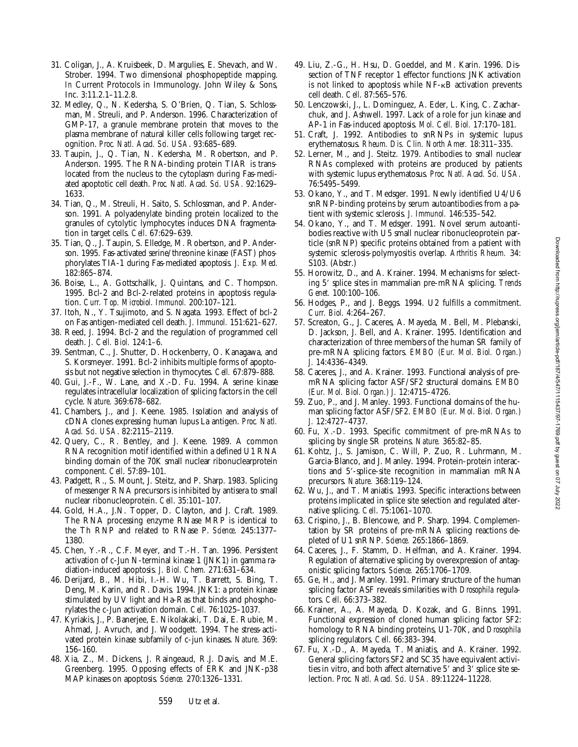31. Coligan, J., A. Kruisbeek, D. Margulies, E. Shevach, and W. Strober. 1994. Two dimensional phosphopeptide mapping. *In* Current Protocols in Immunology. John Wiley & Sons, Inc. 3:11.2.1–11.2.8.
32. Medley, Q., N. Kedersha, S. O'Brien, Q. Tian, S. Schlossman, M. Streuli, and P. Anderson. 1996. Characterization of GMP-17, a granule membrane protein that moves to the plasma membrane of natural killer cells following target recognition. *Proc. Natl. Acad. Sci. USA.* 93:685–689.
33. Taupin, J., Q. Tian, N. Kedersha, M. Robertson, and P. Anderson. 1995. The RNA-binding protein TIAR is translocated from the nucleus to the cytoplasm during Fas-mediated apoptotic cell death. *Proc. Natl. Acad. Sci. USA.* 92:1629–1633.
34. Tian, Q., M. Streuli, H. Saito, S. Schlossman, and P. Anderson. 1991. A polyadenylate binding protein localized to the granules of cytolytic lymphocytes induces DNA fragmentation in target cells. *Cell.* 67:629–639.
35. Tian, Q., J. Taupin, S. Elledge, M. Robertson, and P. Anderson. 1995. Fas-activated serine/threonine kinase (FAST) phosphorylates TIA-1 during Fas-mediated apoptosis. *J. Exp. Med.* 182:865–874.
36. Boise, L., A. Gottschallk, J. Quintans, and C. Thompson. 1995. Bcl-2 and Bcl-2-related proteins in apoptosis regulation. *Curr. Top. Microbiol. Immunol.* 200:107–121.
37. Itoh, N., Y. Tsujimoto, and S. Nagata. 1993. Effect of bcl-2 on Fas antigen-mediated cell death. *J. Immunol.* 151:621–627.
38. Reed, J. 1994. Bcl-2 and the regulation of programmed cell death. *J. Cell. Biol.* 124:1–6.
39. Sentman, C., J. Shutter, D. Hockenberry, O. Kanagawa, and S. Korsmeyer. 1991. Bcl-2 inhibits multiple forms of apoptosis but not negative selection in thymocytes. *Cell.* 67:879–888.
40. Gui, J.-F., W. Lane, and X.-D. Fu. 1994. A serine kinase regulates intracellular localization of splicing factors in the cell cycle. *Nature.* 369:678–682.
41. Chambers, J., and J. Keene. 1985. Isolation and analysis of cDNA clones expressing human lupus La antigen. *Proc. Natl. Acad. Sci. USA.* 82:2115–2119.
42. Query, C., R. Bentley, and J. Keene. 1989. A common RNA recognition motif identified within a defined U1 RNA binding domain of the 70K small nuclear ribonuclearprotein component. *Cell.* 57:89–101.
43. Padgett, R., S. Mount, J. Steitz, and P. Sharp. 1983. Splicing of messenger RNA precursors is inhibited by antisera to small nuclear ribonucleoprotein. *Cell.* 35:101–107.
44. Gold, H.A., J.N. Topper, D. Clayton, and J. Craft. 1989. The RNA processing enzyme RNase MRP is identical to the Th RNP and related to RNase P. *Science.* 245:1377–1380.
45. Chen, Y.-R., C.F. Meyer, and T.-H. Tan. 1996. Persistent activation of c-Jun N-terminal kinase 1 (JNK1) in gamma radiation-induced apoptosis. *J. Biol. Chem.* 271:631–634.
46. Derijard, B., M. Hibi, I.-H. Wu, T. Barrett, S. Bing, T. Deng, M. Karin, and R. Davis. 1994. JNK1: a protein kinase stimulated by UV light and Ha-Ras that binds and phosphorylates the c-Jun activation domain. *Cell.* 76:1025–1037.
47. Kyriakis, J., P. Banerjee, E. Nikolakaki, T. Dai, E. Rubie, M. Ahmad, J. Avruch, and J. Woodgett. 1994. The stress-activated protein kinase subfamily of c-jun kinases. *Nature.* 369:156–160.
48. Xia, Z., M. Dickens, J. Raingeaud, R.J. Davis, and M.E. Greenberg. 1995. Opposing effects of ERK and JNK-p38 MAP kinases on apoptosis. *Science.* 270:1326–1331.
49. Liu, Z.-G., H. Hsu, D. Goeddel, and M. Karin. 1996. Dissection of TNF receptor 1 effector functions: JNK activation is not linked to apoptosis while NF-κB activation prevents cell death. *Cell.* 87:565–576.
50. Lenczowski, J., L. Dominguez, A. Eder, L. King, C. Zacharchuk, and J. Ashwell. 1997. Lack of a role for jun kinase and AP-1 in Fas-induced apoptosis. *Mol. Cell. Biol.* 17:170–181.
51. Craft, J. 1992. Antibodies to snRNPs in systemic lupus erythematosus. *Rheum. Dis. Clin. North Amer.* 18:311–335.
52. Lerner, M., and J. Steitz. 1979. Antibodies to small nuclear RNAs complexed with proteins are produced by patients with systemic lupus erythematosus. *Proc. Natl. Acad. Sci. USA.* 76:5495–5499.
53. Okano, Y., and T. Medsger. 1991. Newly identified U4/U6 snRNP-binding proteins by serum autoantibodies from a patient with systemic sclerosis. *J. Immunol.* 146:535–542.
54. Okano, Y., and T. Medsger. 1991. Novel serum autoantibodies reactive with U5 small nuclear ribonucleoprotein particle (snRNP) specific proteins obtained from a patient with systemic sclerosis-polymyositis overlap. *Arthritis Rheum.* 34:S103. (Abstr.)
55. Horowitz, D., and A. Krainer. 1994. Mechanisms for selecting 5′ splice sites in mammalian pre-mRNA splicing. *Trends Genet.* 100:100–106.
56. Hodges, P., and J. Beggs. 1994. U2 fulfills a commitment. *Curr. Biol.* 4:264–267.
57. Screaton, G., J. Caceres, A. Mayeda, M. Bell, M. Plebanski, D. Jackson, J. Bell, and A. Krainer. 1995. Identification and characterization of three members of the human SR family of pre-mRNA splicing factors. *EMBO (Eur. Mol. Biol. Organ.) J.* 14:4336–4349.
58. Caceres, J., and A. Krainer. 1993. Functional analysis of pre-mRNA splicing factor ASF/SF2 structural domains. *EMBO (Eur. Mol. Biol. Organ.) J.* 12:4715–4726.
59. Zuo, P., and J. Manley. 1993. Functional domains of the human splicing factor ASF/SF2. *EMBO (Eur. Mol. Biol. Organ.) J.* 12:4727–4737.
60. Fu, X.-D. 1993. Specific commitment of pre-mRNAs to splicing by single SR proteins. *Nature.* 365:82–85.
61. Kohtz, J., S. Jamison, C. Will, P. Zuo, R. Luhrmann, M. Garcia-Blanco, and J. Manley. 1994. Protein-protein interactions and 5′-splice-site recognition in mammalian mRNA precursors. *Nature.* 368:119–124.
62. Wu, J., and T. Maniatis. 1993. Specific interactions between proteins implicated in splice site selection and regulated alternative splicing. *Cell.* 75:1061–1070.
63. Crispino, J., B. Blencowe, and P. Sharp. 1994. Complementation by SR proteins of pre-mRNA splicing reactions depleted of U1 snRNP. *Science.* 265:1866–1869.
64. Caceres, J., F. Stamm, D. Helfman, and A. Krainer. 1994. Regulation of alternative splicing by overexpression of antagonistic splicing factors. *Science.* 265:1706–1709.
65. Ge, H., and J. Manley. 1991. Primary structure of the human splicing factor ASF reveals similarities with *Drosophila* regulators. *Cell.* 66:373–382.
66. Krainer, A., A. Mayeda, D. Kozak, and G. Binns. 1991. Functional expression of cloned human splicing factor SF2: homology to RNA binding proteins, U1-70K, and *Drosophila* splicing regulators. *Cell.* 66:383–394.
67. Fu, X.-D., A. Mayeda, T. Maniatis, and A. Krainer. 1992. General splicing factors SF2 and SC35 have equivalent activities in vitro, and both affect alternative 5′ and 3′ splice site selection. *Proc. Natl. Acad. Sci. USA.* 89:11224–11228.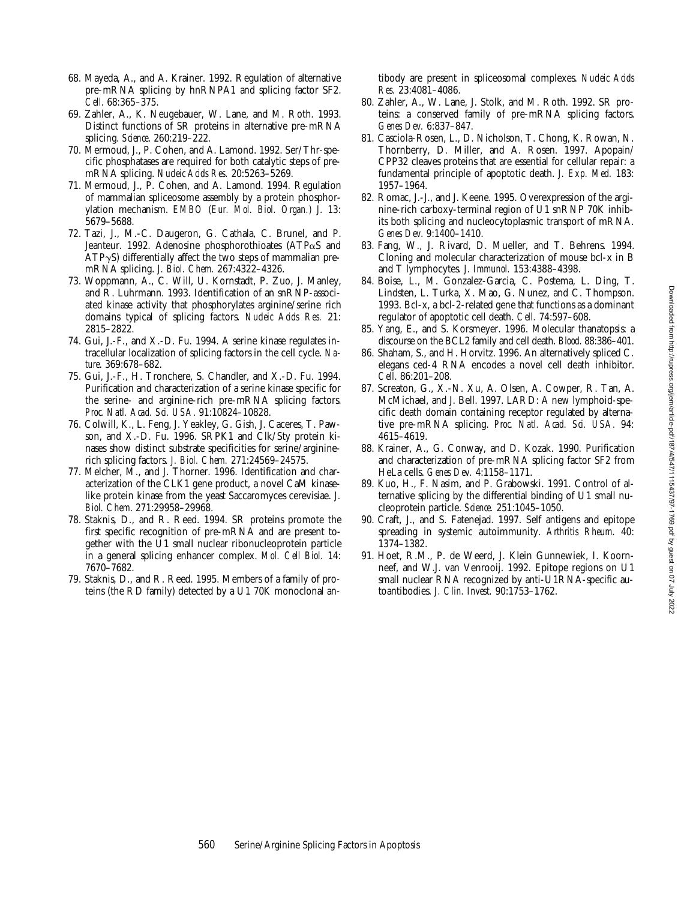68. Mayeda, A., and A. Krainer. 1992. Regulation of alternative pre-mRNA splicing by hnRNPA1 and splicing factor SF2. *Cell.* 68:365–375.
69. Zahler, A., K. Neugebauer, W. Lane, and M. Roth. 1993. Distinct functions of SR proteins in alternative pre-mRNA splicing. *Science.* 260:219–222.
70. Mermoud, J., P. Cohen, and A. Lamond. 1992. Ser/Thr-specific phosphatases are required for both catalytic steps of pre-mRNA splicing. *Nucleic Acids Res.* 20:5263–5269.
71. Mermoud, J., P. Cohen, and A. Lamond. 1994. Regulation of mammalian spliceosome assembly by a protein phosphorylation mechanism. *EMBO (Eur. Mol. Biol. Organ.) J.* 13: 5679–5688.
72. Tazi, J., M.-C. Daugeron, G. Cathala, C. Brunel, and P. Jeanteur. 1992. Adenosine phosphorothioates (ATP$\alpha$S and ATP$\gamma$S) differentially affect the two steps of mammalian pre-mRNA splicing. *J. Biol. Chem.* 267:4322–4326.
73. Woppmann, A., C. Will, U. Kornstadt, P. Zuo, J. Manley, and R. Luhrmann. 1993. Identification of an snRNP-associated kinase activity that phosphorylates arginine/serine rich domains typical of splicing factors. *Nucleic Acids Res.* 21: 2815–2822.
74. Gui, J.-F., and X.-D. Fu. 1994. A serine kinase regulates intracellular localization of splicing factors in the cell cycle. *Nature.* 369:678–682.
75. Gui, J.-F., H. Tronchere, S. Chandler, and X.-D. Fu. 1994. Purification and characterization of a serine kinase specific for the serine- and arginine-rich pre-mRNA splicing factors. *Proc. Natl. Acad. Sci. USA.* 91:10824–10828.
76. Colwill, K., L. Feng, J. Yeakley, G. Gish, J. Caceres, T. Pawson, and X.-D. Fu. 1996. SRPK1 and Clk/Sty protein kinases show distinct substrate specificities for serine/arginine-rich splicing factors. *J. Biol. Chem.* 271:24569–24575.
77. Melcher, M., and J. Thorner. 1996. Identification and characterization of the CLK1 gene product, a novel CaM kinase-like protein kinase from the yeast Saccaromyces cerevisiae. *J. Biol. Chem.* 271:29958–29968.
78. Staknis, D., and R. Reed. 1994. SR proteins promote the first specific recognition of pre-mRNA and are present together with the U1 small nuclear ribonucleoprotein particle in a general splicing enhancer complex. *Mol. Cell Biol.* 14: 7670–7682.
79. Staknis, D., and R. Reed. 1995. Members of a family of proteins (the RD family) detected by a U1 70K monoclonal antibody are present in spliceosomal complexes. *Nucleic Acids Res.* 23:4081–4086.
80. Zahler, A., W. Lane, J. Stolk, and M. Roth. 1992. SR proteins: a conserved family of pre-mRNA splicing factors. *Genes Dev.* 6:837–847.
81. Casciola-Rosen, L., D. Nicholson, T. Chong, K. Rowan, N. Thornberry, D. Miller, and A. Rosen. 1997. Apopain/CPP32 cleaves proteins that are essential for cellular repair: a fundamental principle of apoptotic death. *J. Exp. Med.* 183: 1957–1964.
82. Romac, J.-J., and J. Keene. 1995. Overexpression of the arginine-rich carboxy-terminal region of U1 snRNP 70K inhibits both splicing and nucleocytoplasmic transport of mRNA. *Genes Dev.* 9:1400–1410.
83. Fang, W., J. Rivard, D. Mueller, and T. Behrens. 1994. Cloning and molecular characterization of mouse bcl-x in B and T lymphocytes. *J. Immunol.* 153:4388–4398.
84. Boise, L., M. Gonzalez-Garcia, C. Postema, L. Ding, T. Lindsten, L. Turka, X. Mao, G. Nunez, and C. Thompson. 1993. Bcl-x, a bcl-2-related gene that functions as a dominant regulator of apoptotic cell death. *Cell.* 74:597–608.
85. Yang, E., and S. Korsmeyer. 1996. Molecular thanatopsis: a discourse on the BCL2 family and cell death. *Blood.* 88:386–401.
86. Shaham, S., and H. Horvitz. 1996. An alternatively spliced C. elegans ced-4 RNA encodes a novel cell death inhibitor. *Cell.* 86:201–208.
87. Screaton, G., X.-N. Xu, A. Olsen, A. Cowper, R. Tan, A. McMichael, and J. Bell. 1997. LARD: A new lymphoid-specific death domain containing receptor regulated by alternative pre-mRNA splicing. *Proc. Natl. Acad. Sci. USA.* 94: 4615–4619.
88. Krainer, A., G. Conway, and D. Kozak. 1990. Purification and characterization of pre-mRNA splicing factor SF2 from HeLa cells. *Genes Dev.* 4:1158–1171.
89. Kuo, H., F. Nasim, and P. Grabowski. 1991. Control of alternative splicing by the differential binding of U1 small nucleoprotein particle. *Science.* 251:1045–1050.
90. Craft, J., and S. Fatenejad. 1997. Self antigens and epitope spreading in systemic autoimmunity. *Arthritis Rheum.* 40: 1374–1382.
91. Hoet, R.M., P. de Weerd, J. Klein Gunnewiek, I. Koorneef, and W.J. van Venrooij. 1992. Epitope regions on U1 small nuclear RNA recognized by anti-U1RNA-specific autoantibodies. *J. Clin. Invest.* 90:1753–1762.